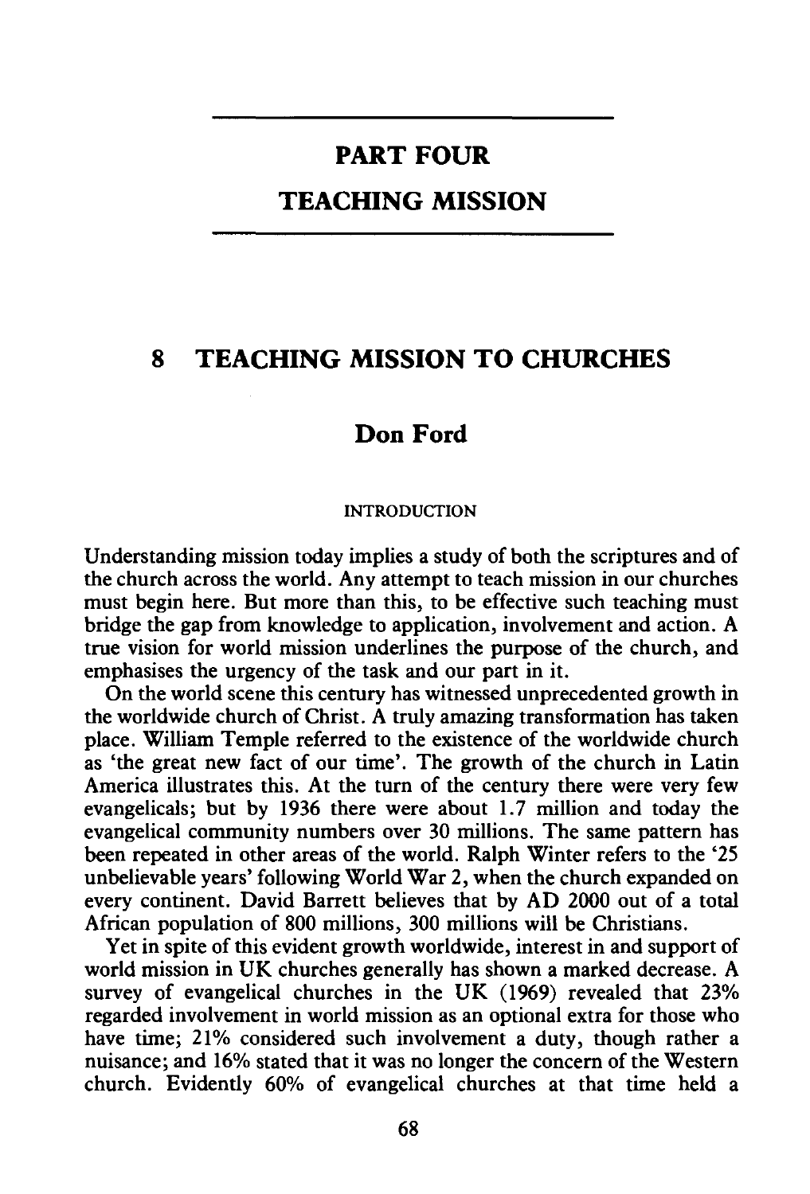# PART FOUR

# TEACHING MISSION

## 8 TEACHING MISSION TO CHURCHES

### Don Ford

INTRODUCTION

Understanding mission today implies a study of both the scriptures and of the church across the world. Any attempt to teach mission in our churches must begin here. But more than this, to be effective such teaching must bridge the gap from knowledge to application, involvement and action. A true vision for world mission underlines the purpose of the church, and emphasises the urgency of the task and our part in it.

On the world scene this century has witnessed unprecedented growth in the worldwide church of Christ. A truly amazing transformation has taken place. William Temple referred to the existence of the worldwide church as 'the great new fact of our time'. The growth of the church in Latin America illustrates this. At the turn of the century there were very few evangelicals; but by 1936 there were about 1.7 million and today the evangelical community numbers over 30 millions. The same pattern has been repeated in other areas of the world. Ralph Winter refers to the '25 unbelievable years' following World War 2, when the church expanded on every continent. David Barrett believes that by AD 2000 out of a total African population of 800 millions, 300 millions will be Christians.

Yet in spite of this evident growth worldwide, interest in and support of world mission in UK churches generally has shown a marked decrease. A survey of evangelical churches in the UK (1969) revealed that 23% regarded involvement in world mission as an optional extra for those who have time; 21% considered such involvement a duty, though rather a nuisance; and 16% stated that it was no longer the concern of the Western church. Evidently 60% of evangelical churches at that time held a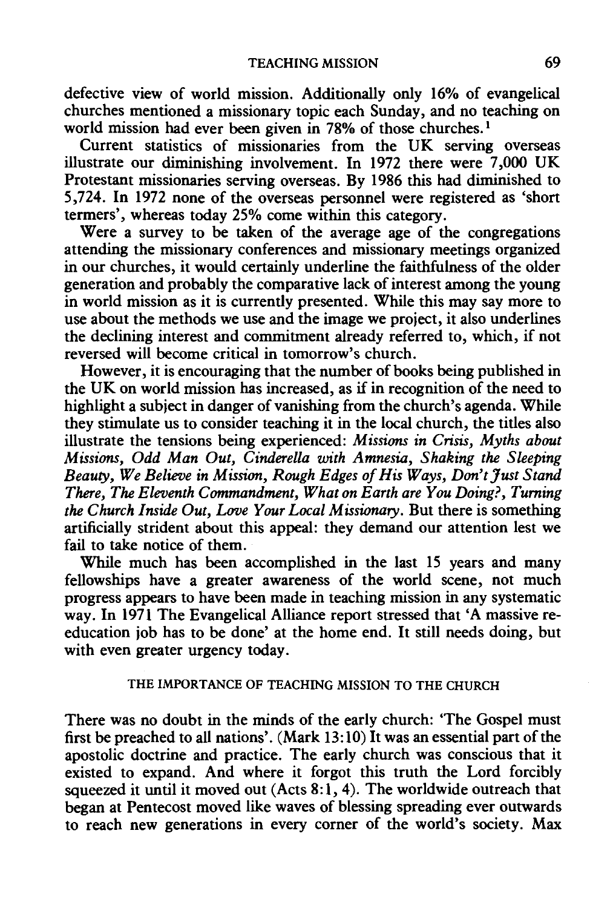defective view of world mission. Additionally only 16% of evangelical churches mentioned a missionary topic each Sunday, and no teaching on world mission had ever been given in 78% of those churches.[1]

Current statistics of missionaries from the UK serving overseas illustrate our diminishing involvement. In 1972 there were 7,000 UK Protestant missionaries serving overseas. By 1986 this had diminished to 5,724. In 1972 none of the overseas personnel were registered as 'short termers', whereas today 25% come within this category.

Were a survey to be taken of the average age of the congregations attending the missionary conferences and missionary meetings organized in our churches, it would certainly underline the faithfulness of the older generation and probably the comparative lack of interest among the young in world mission as it is currently presented. While this may say more to use about the methods we use and the image we project, it also underlines the declining interest and commitment already referred to, which, if not reversed will become critical in tomorrow's church.

However, it is encouraging that the number of books being published in the UK on world mission has increased, as if in recognition of the need to highlight a subject in danger of vanishing from the church's agenda. While they stimulate us to consider teaching it in the local church, the titles also illustrate the tensions being experienced: *Missions in Crisis*, *Myths about Missions*, *Odd Man Out*, *Cinderella with Amnesia*, *Shaking the Sleeping Beauty*, *We Believe in Mission*, *Rough Edges of His Ways*, *Don't Just Stand There*, *The Eleventh Commandment*, *What on Earth are You Doing?*, *Turning the Church Inside Out*, *Love Your Local Missionary*. But there is something artificially strident about this appeal: they demand our attention lest we fail to take notice of them.

While much has been accomplished in the last 15 years and many fellowships have a greater awareness of the world scene, not much progress appears to have been made in teaching mission in any systematic way. In 1971 The Evangelical Alliance report stressed that 'A massive re-education job has to be done' at the home end. It still needs doing, but with even greater urgency today.

## THE IMPORTANCE OF TEACHING MISSION TO THE CHURCH

There was no doubt in the minds of the early church: 'The Gospel must first be preached to all nations'. (Mark 13:10) It was an essential part of the apostolic doctrine and practice. The early church was conscious that it existed to expand. And where it forgot this truth the Lord forcibly squeezed it until it moved out (Acts 8:1, 4). The worldwide outreach that began at Pentecost moved like waves of blessing spreading ever outwards to reach new generations in every corner of the world's society. Max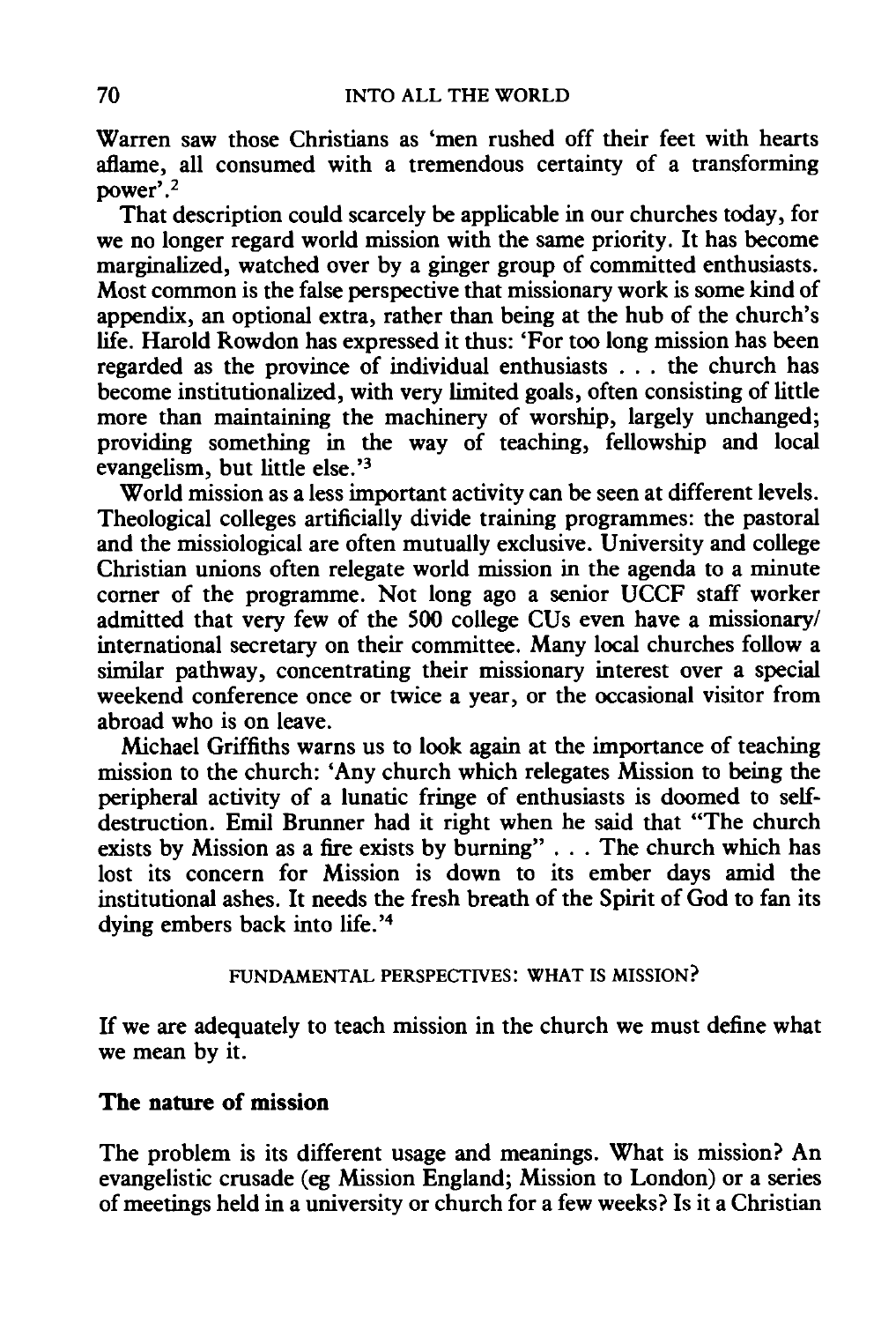Warren saw those Christians as 'men rushed off their feet with hearts aflame, all consumed with a tremendous certainty of a transforming power'.[2]

That description could scarcely be applicable in our churches today, for we no longer regard world mission with the same priority. It has become marginalized, watched over by a ginger group of committed enthusiasts. Most common is the false perspective that missionary work is some kind of appendix, an optional extra, rather than being at the hub of the church's life. Harold Rowdon has expressed it thus: 'For too long mission has been regarded as the province of individual enthusiasts . . . the church has become institutionalized, with very limited goals, often consisting of little more than maintaining the machinery of worship, largely unchanged; providing something in the way of teaching, fellowship and local evangelism, but little else.'[3]

World mission as a less important activity can be seen at different levels. Theological colleges artificially divide training programmes: the pastoral and the missiological are often mutually exclusive. University and college Christian unions often relegate world mission in the agenda to a minute corner of the programme. Not long ago a senior UCCF staff worker admitted that very few of the 500 college CUs even have a missionary/international secretary on their committee. Many local churches follow a similar pathway, concentrating their missionary interest over a special weekend conference once or twice a year, or the occasional visitor from abroad who is on leave.

Michael Griffiths warns us to look again at the importance of teaching mission to the church: 'Any church which relegates Mission to being the peripheral activity of a lunatic fringe of enthusiasts is doomed to self-destruction. Emil Brunner had it right when he said that "The church exists by Mission as a fire exists by burning" . . . The church which has lost its concern for Mission is down to its ember days amid the institutional ashes. It needs the fresh breath of the Spirit of God to fan its dying embers back into life.'[4]

## FUNDAMENTAL PERSPECTIVES: WHAT IS MISSION?

If we are adequately to teach mission in the church we must define what we mean by it.

### The nature of mission

The problem is its different usage and meanings. What is mission? An evangelistic crusade (eg Mission England; Mission to London) or a series of meetings held in a university or church for a few weeks? Is it a Christian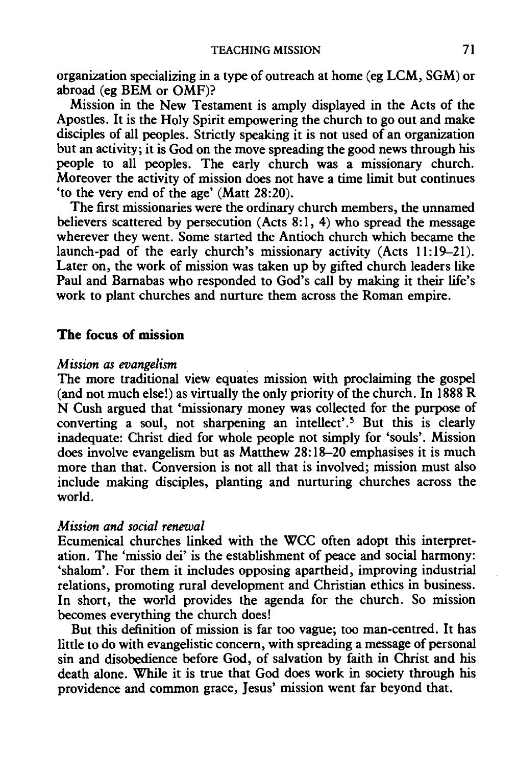organization specializing in a type of outreach at home (eg LCM, SGM) or abroad (eg BEM or OMF)?

Mission in the New Testament is amply displayed in the Acts of the Apostles. It is the Holy Spirit empowering the church to go out and make disciples of all peoples. Strictly speaking it is not used of an organization but an activity; it is God on the move spreading the good news through his people to all peoples. The early church was a missionary church. Moreover the activity of mission does not have a time limit but continues 'to the very end of the age' (Matt 28:20).

The first missionaries were the ordinary church members, the unnamed believers scattered by persecution (Acts 8:1, 4) who spread the message wherever they went. Some started the Antioch church which became the launch-pad of the early church's missionary activity (Acts 11:19–21). Later on, the work of mission was taken up by gifted church leaders like Paul and Barnabas who responded to God's call by making it their life's work to plant churches and nurture them across the Roman empire.

## The focus of mission

### *Mission as evangelism*

The more traditional view equates mission with proclaiming the gospel (and not much else!) as virtually the only priority of the church. In 1888 R N Cush argued that 'missionary money was collected for the purpose of converting a soul, not sharpening an intellect'.[5] But this is clearly inadequate: Christ died for whole people not simply for 'souls'. Mission does involve evangelism but as Matthew 28:18–20 emphasises it is much more than that. Conversion is not all that is involved; mission must also include making disciples, planting and nurturing churches across the world.

### *Mission and social renewal*

Ecumenical churches linked with the WCC often adopt this interpretation. The 'missio dei' is the establishment of peace and social harmony: 'shalom'. For them it includes opposing apartheid, improving industrial relations, promoting rural development and Christian ethics in business. In short, the world provides the agenda for the church. So mission becomes everything the church does!

But this definition of mission is far too vague; too man-centred. It has little to do with evangelistic concern, with spreading a message of personal sin and disobedience before God, of salvation by faith in Christ and his death alone. While it is true that God does work in society through his providence and common grace, Jesus' mission went far beyond that.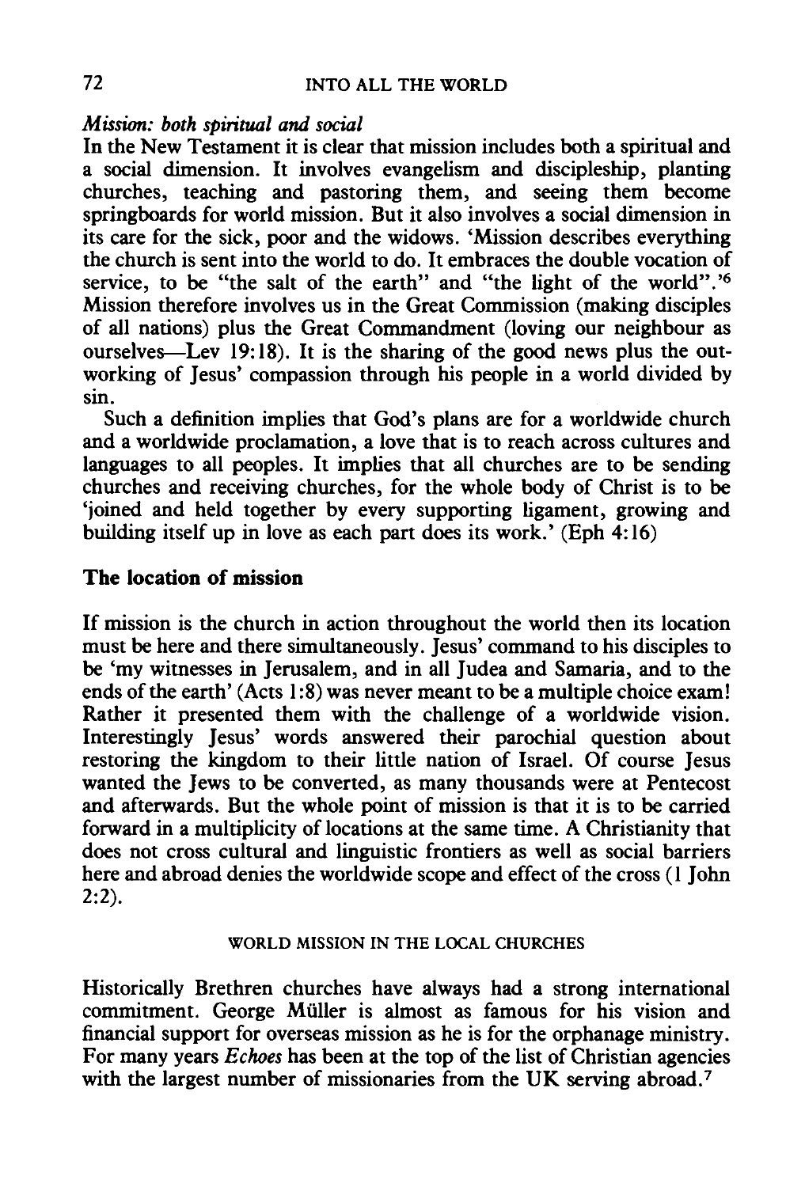*Mission: both spiritual and social*

In the New Testament it is clear that mission includes both a spiritual and a social dimension. It involves evangelism and discipleship, planting churches, teaching and pastoring them, and seeing them become springboards for world mission. But it also involves a social dimension in its care for the sick, poor and the widows. 'Mission describes everything the church is sent into the world to do. It embraces the double vocation of service, to be "the salt of the earth" and "the light of the world".'[6] Mission therefore involves us in the Great Commission (making disciples of all nations) plus the Great Commandment (loving our neighbour as ourselves—Lev 19:18). It is the sharing of the good news plus the outworking of Jesus' compassion through his people in a world divided by sin.

Such a definition implies that God's plans are for a worldwide church and a worldwide proclamation, a love that is to reach across cultures and languages to all peoples. It implies that all churches are to be sending churches and receiving churches, for the whole body of Christ is to be 'joined and held together by every supporting ligament, growing and building itself up in love as each part does its work.' (Eph 4:16)

## The location of mission

If mission is the church in action throughout the world then its location must be here and there simultaneously. Jesus' command to his disciples to be 'my witnesses in Jerusalem, and in all Judea and Samaria, and to the ends of the earth' (Acts 1:8) was never meant to be a multiple choice exam! Rather it presented them with the challenge of a worldwide vision. Interestingly Jesus' words answered their parochial question about restoring the kingdom to their little nation of Israel. Of course Jesus wanted the Jews to be converted, as many thousands were at Pentecost and afterwards. But the whole point of mission is that it is to be carried forward in a multiplicity of locations at the same time. A Christianity that does not cross cultural and linguistic frontiers as well as social barriers here and abroad denies the worldwide scope and effect of the cross (1 John 2:2).

### WORLD MISSION IN THE LOCAL CHURCHES

Historically Brethren churches have always had a strong international commitment. George Müller is almost as famous for his vision and financial support for overseas mission as he is for the orphanage ministry. For many years *Echoes* has been at the top of the list of Christian agencies with the largest number of missionaries from the UK serving abroad.[7]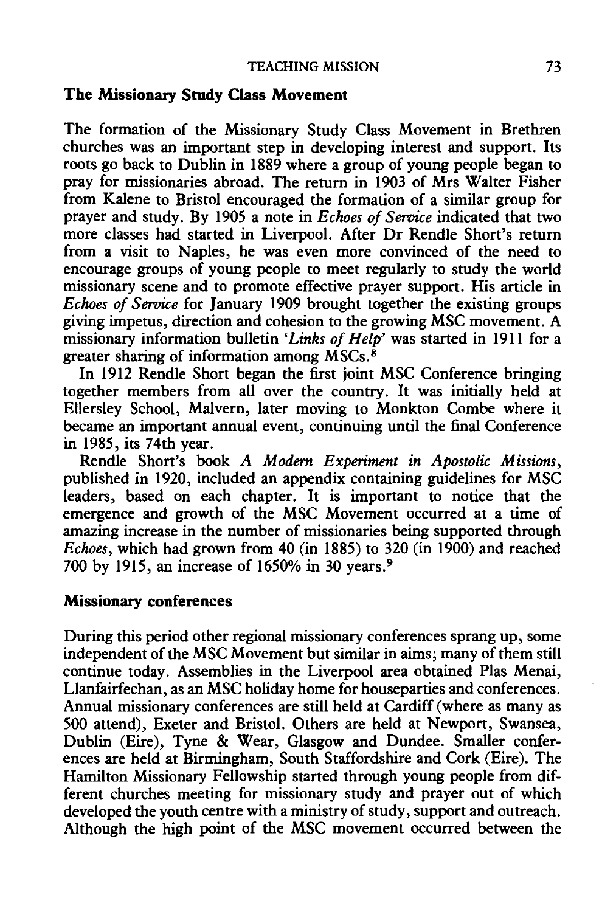### The Missionary Study Class Movement

The formation of the Missionary Study Class Movement in Brethren churches was an important step in developing interest and support. Its roots go back to Dublin in 1889 where a group of young people began to pray for missionaries abroad. The return in 1903 of Mrs Walter Fisher from Kalene to Bristol encouraged the formation of a similar group for prayer and study. By 1905 a note in *Echoes of Service* indicated that two more classes had started in Liverpool. After Dr Rendle Short's return from a visit to Naples, he was even more convinced of the need to encourage groups of young people to meet regularly to study the world missionary scene and to promote effective prayer support. His article in *Echoes of Service* for January 1909 brought together the existing groups giving impetus, direction and cohesion to the growing MSC movement. A missionary information bulletin '*Links of Help*' was started in 1911 for a greater sharing of information among MSCs.[8]

In 1912 Rendle Short began the first joint MSC Conference bringing together members from all over the country. It was initially held at Ellersley School, Malvern, later moving to Monkton Combe where it became an important annual event, continuing until the final Conference in 1985, its 74th year.

Rendle Short's book *A Modern Experiment in Apostolic Missions*, published in 1920, included an appendix containing guidelines for MSC leaders, based on each chapter. It is important to notice that the emergence and growth of the MSC Movement occurred at a time of amazing increase in the number of missionaries being supported through *Echoes*, which had grown from 40 (in 1885) to 320 (in 1900) and reached 700 by 1915, an increase of 1650% in 30 years.[9]

### Missionary conferences

During this period other regional missionary conferences sprang up, some independent of the MSC Movement but similar in aims; many of them still continue today. Assemblies in the Liverpool area obtained Plas Menai, Llanfairfechan, as an MSC holiday home for houseparties and conferences. Annual missionary conferences are still held at Cardiff (where as many as 500 attend), Exeter and Bristol. Others are held at Newport, Swansea, Dublin (Eire), Tyne & Wear, Glasgow and Dundee. Smaller conferences are held at Birmingham, South Staffordshire and Cork (Eire). The Hamilton Missionary Fellowship started through young people from different churches meeting for missionary study and prayer out of which developed the youth centre with a ministry of study, support and outreach. Although the high point of the MSC movement occurred between the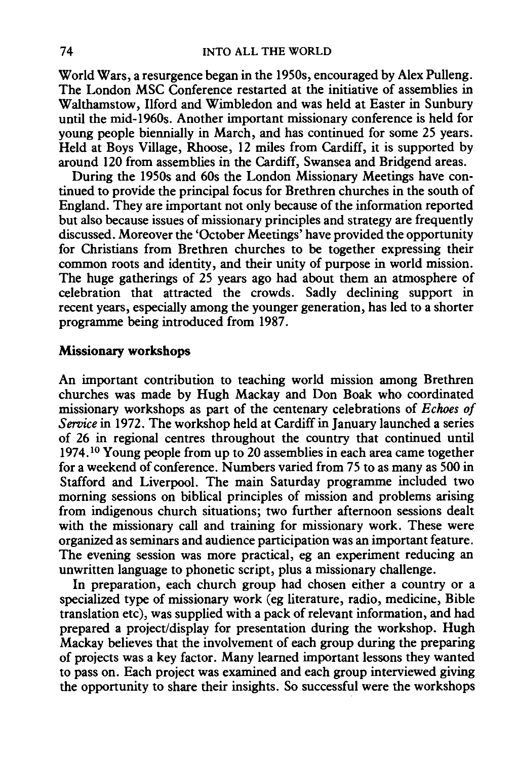World Wars, a resurgence began in the 1950s, encouraged by Alex Pulleng. The London MSC Conference restarted at the initiative of assemblies in Walthamstow, Ilford and Wimbledon and was held at Easter in Sunbury until the mid-1960s. Another important missionary conference is held for young people biennially in March, and has continued for some 25 years. Held at Boys Village, Rhoose, 12 miles from Cardiff, it is supported by around 120 from assemblies in the Cardiff, Swansea and Bridgend areas.

During the 1950s and 60s the London Missionary Meetings have continued to provide the principal focus for Brethren churches in the south of England. They are important not only because of the information reported but also because issues of missionary principles and strategy are frequently discussed. Moreover the 'October Meetings' have provided the opportunity for Christians from Brethren churches to be together expressing their common roots and identity, and their unity of purpose in world mission. The huge gatherings of 25 years ago had about them an atmosphere of celebration that attracted the crowds. Sadly declining support in recent years, especially among the younger generation, has led to a shorter programme being introduced from 1987.

### Missionary workshops

An important contribution to teaching world mission among Brethren churches was made by Hugh Mackay and Don Boak who coordinated missionary workshops as part of the centenary celebrations of *Echoes of Service* in 1972. The workshop held at Cardiff in January launched a series of 26 in regional centres throughout the country that continued until 1974.[10] Young people from up to 20 assemblies in each area came together for a weekend of conference. Numbers varied from 75 to as many as 500 in Stafford and Liverpool. The main Saturday programme included two morning sessions on biblical principles of mission and problems arising from indigenous church situations; two further afternoon sessions dealt with the missionary call and training for missionary work. These were organized as seminars and audience participation was an important feature. The evening session was more practical, eg an experiment reducing an unwritten language to phonetic script, plus a missionary challenge.

In preparation, each church group had chosen either a country or a specialized type of missionary work (eg literature, radio, medicine, Bible translation etc), was supplied with a pack of relevant information, and had prepared a project/display for presentation during the workshop. Hugh Mackay believes that the involvement of each group during the preparing of projects was a key factor. Many learned important lessons they wanted to pass on. Each project was examined and each group interviewed giving the opportunity to share their insights. So successful were the workshops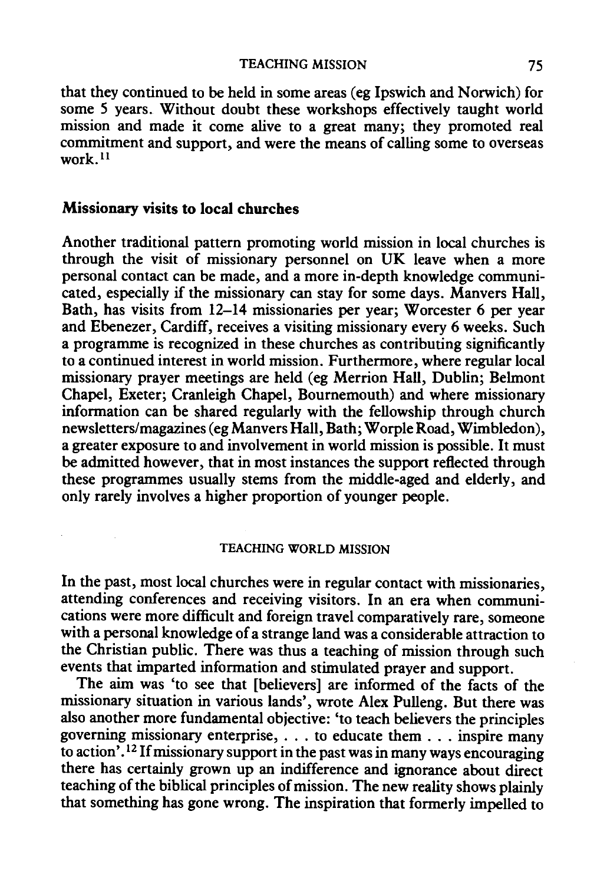that they continued to be held in some areas (eg Ipswich and Norwich) for some 5 years. Without doubt these workshops effectively taught world mission and made it come alive to a great many; they promoted real commitment and support, and were the means of calling some to overseas work.[11]

### Missionary visits to local churches

Another traditional pattern promoting world mission in local churches is through the visit of missionary personnel on UK leave when a more personal contact can be made, and a more in-depth knowledge communicated, especially if the missionary can stay for some days. Manvers Hall, Bath, has visits from 12–14 missionaries per year; Worcester 6 per year and Ebenezer, Cardiff, receives a visiting missionary every 6 weeks. Such a programme is recognized in these churches as contributing significantly to a continued interest in world mission. Furthermore, where regular local missionary prayer meetings are held (eg Merrion Hall, Dublin; Belmont Chapel, Exeter; Cranleigh Chapel, Bournemouth) and where missionary information can be shared regularly with the fellowship through church newsletters/magazines (eg Manvers Hall, Bath; Worple Road, Wimbledon), a greater exposure to and involvement in world mission is possible. It must be admitted however, that in most instances the support reflected through these programmes usually stems from the middle-aged and elderly, and only rarely involves a higher proportion of younger people.

## TEACHING WORLD MISSION

In the past, most local churches were in regular contact with missionaries, attending conferences and receiving visitors. In an era when communications were more difficult and foreign travel comparatively rare, someone with a personal knowledge of a strange land was a considerable attraction to the Christian public. There was thus a teaching of mission through such events that imparted information and stimulated prayer and support.

The aim was 'to see that [believers] are informed of the facts of the missionary situation in various lands', wrote Alex Pulleng. But there was also another more fundamental objective: 'to teach believers the principles governing missionary enterprise, . . . to educate them . . . inspire many to action'.[12] If missionary support in the past was in many ways encouraging there has certainly grown up an indifference and ignorance about direct teaching of the biblical principles of mission. The new reality shows plainly that something has gone wrong. The inspiration that formerly impelled to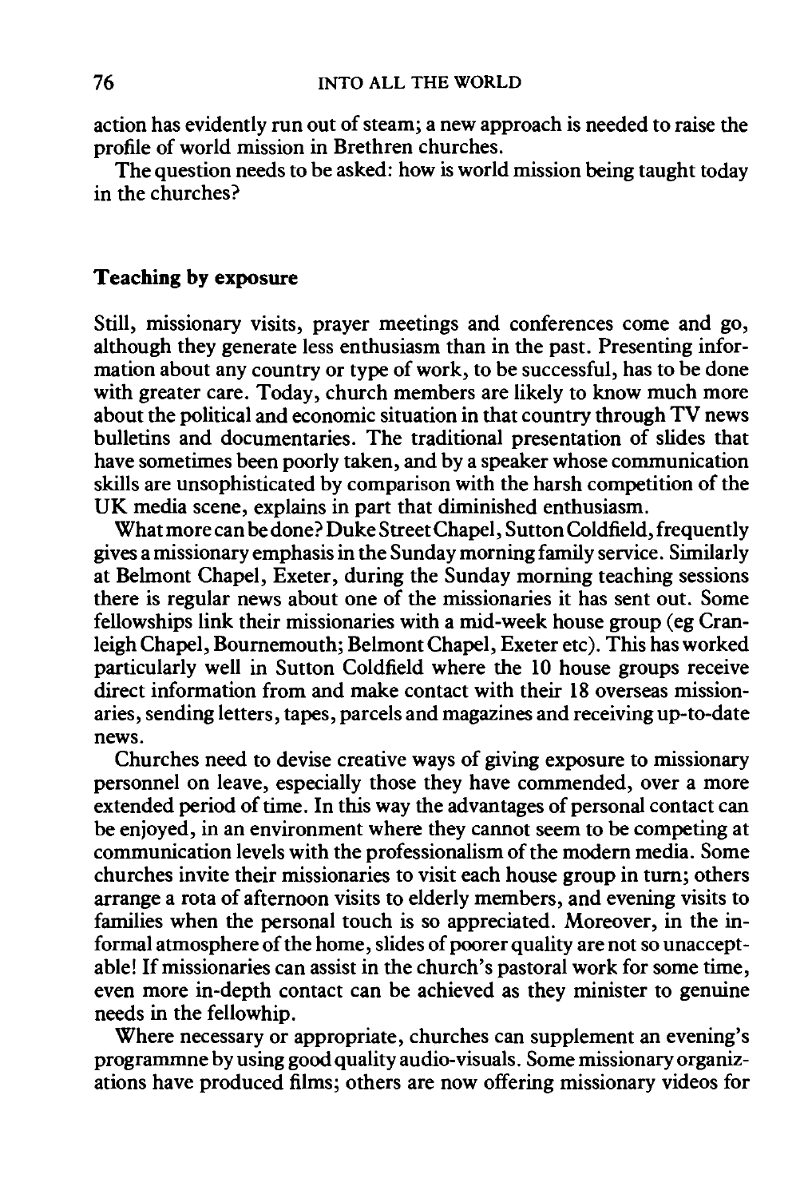action has evidently run out of steam; a new approach is needed to raise the profile of world mission in Brethren churches.

The question needs to be asked: how is world mission being taught today in the churches?

## Teaching by exposure

Still, missionary visits, prayer meetings and conferences come and go, although they generate less enthusiasm than in the past. Presenting information about any country or type of work, to be successful, has to be done with greater care. Today, church members are likely to know much more about the political and economic situation in that country through TV news bulletins and documentaries. The traditional presentation of slides that have sometimes been poorly taken, and by a speaker whose communication skills are unsophisticated by comparison with the harsh competition of the UK media scene, explains in part that diminished enthusiasm.

What more can be done? Duke Street Chapel, Sutton Coldfield, frequently gives a missionary emphasis in the Sunday morning family service. Similarly at Belmont Chapel, Exeter, during the Sunday morning teaching sessions there is regular news about one of the missionaries it has sent out. Some fellowships link their missionaries with a mid-week house group (eg Cranleigh Chapel, Bournemouth; Belmont Chapel, Exeter etc). This has worked particularly well in Sutton Coldfield where the 10 house groups receive direct information from and make contact with their 18 overseas missionaries, sending letters, tapes, parcels and magazines and receiving up-to-date news.

Churches need to devise creative ways of giving exposure to missionary personnel on leave, especially those they have commended, over a more extended period of time. In this way the advantages of personal contact can be enjoyed, in an environment where they cannot seem to be competing at communication levels with the professionalism of the modern media. Some churches invite their missionaries to visit each house group in turn; others arrange a rota of afternoon visits to elderly members, and evening visits to families when the personal touch is so appreciated. Moreover, in the informal atmosphere of the home, slides of poorer quality are not so unacceptable! If missionaries can assist in the church's pastoral work for some time, even more in-depth contact can be achieved as they minister to genuine needs in the fellowhip.

Where necessary or appropriate, churches can supplement an evening's programmne by using good quality audio-visuals. Some missionary organizations have produced films; others are now offering missionary videos for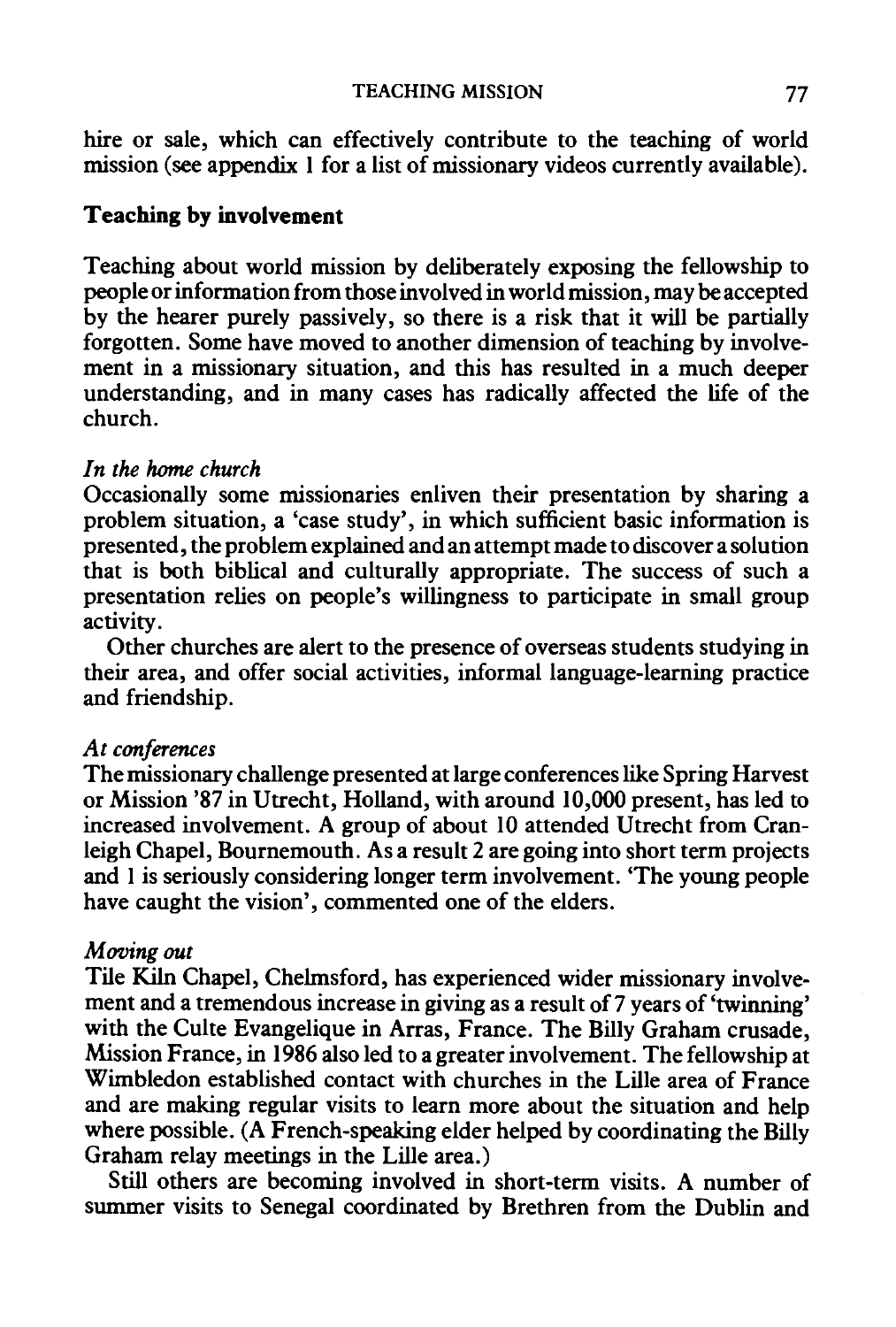hire or sale, which can effectively contribute to the teaching of world mission (see appendix 1 for a list of missionary videos currently available).

## Teaching by involvement

Teaching about world mission by deliberately exposing the fellowship to people or information from those involved in world mission, may be accepted by the hearer purely passively, so there is a risk that it will be partially forgotten. Some have moved to another dimension of teaching by involvement in a missionary situation, and this has resulted in a much deeper understanding, and in many cases has radically affected the life of the church.

### *In the home church*

Occasionally some missionaries enliven their presentation by sharing a problem situation, a 'case study', in which sufficient basic information is presented, the problem explained and an attempt made to discover a solution that is both biblical and culturally appropriate. The success of such a presentation relies on people's willingness to participate in small group activity.

Other churches are alert to the presence of overseas students studying in their area, and offer social activities, informal language-learning practice and friendship.

### *At conferences*

The missionary challenge presented at large conferences like Spring Harvest or Mission '87 in Utrecht, Holland, with around 10,000 present, has led to increased involvement. A group of about 10 attended Utrecht from Cranleigh Chapel, Bournemouth. As a result 2 are going into short term projects and 1 is seriously considering longer term involvement. 'The young people have caught the vision', commented one of the elders.

### *Moving out*

Tile Kiln Chapel, Chelmsford, has experienced wider missionary involvement and a tremendous increase in giving as a result of 7 years of 'twinning' with the Culte Evangelique in Arras, France. The Billy Graham crusade, Mission France, in 1986 also led to a greater involvement. The fellowship at Wimbledon established contact with churches in the Lille area of France and are making regular visits to learn more about the situation and help where possible. (A French-speaking elder helped by coordinating the Billy Graham relay meetings in the Lille area.)

Still others are becoming involved in short-term visits. A number of summer visits to Senegal coordinated by Brethren from the Dublin and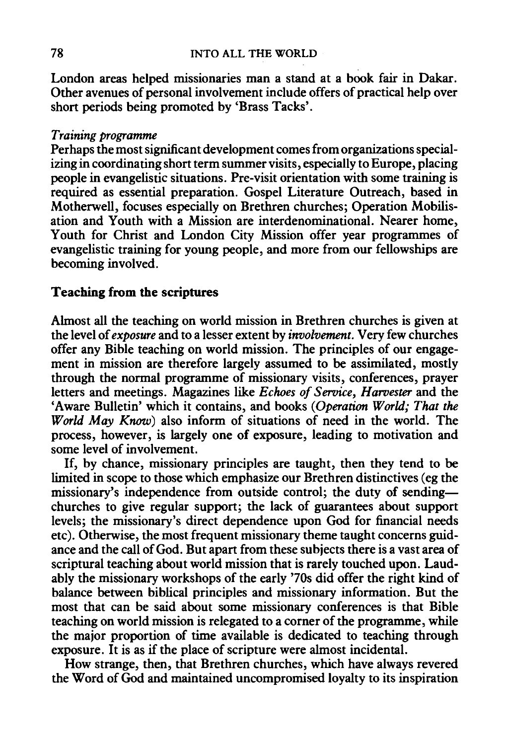London areas helped missionaries man a stand at a book fair in Dakar. Other avenues of personal involvement include offers of practical help over short periods being promoted by 'Brass Tacks'.

*Training programme*

Perhaps the most significant development comes from organizations specializing in coordinating short term summer visits, especially to Europe, placing people in evangelistic situations. Pre-visit orientation with some training is required as essential preparation. Gospel Literature Outreach, based in Motherwell, focuses especially on Brethren churches; Operation Mobilisation and Youth with a Mission are interdenominational. Nearer home, Youth for Christ and London City Mission offer year programmes of evangelistic training for young people, and more from our fellowships are becoming involved.

## Teaching from the scriptures

Almost all the teaching on world mission in Brethren churches is given at the level of *exposure* and to a lesser extent by *involvement*. Very few churches offer any Bible teaching on world mission. The principles of our engagement in mission are therefore largely assumed to be assimilated, mostly through the normal programme of missionary visits, conferences, prayer letters and meetings. Magazines like *Echoes of Service*, *Harvester* and the 'Aware Bulletin' which it contains, and books (*Operation World; That the World May Know*) also inform of situations of need in the world. The process, however, is largely one of exposure, leading to motivation and some level of involvement.

If, by chance, missionary principles are taught, then they tend to be limited in scope to those which emphasize our Brethren distinctives (eg the missionary's independence from outside control; the duty of sending—churches to give regular support; the lack of guarantees about support levels; the missionary's direct dependence upon God for financial needs etc). Otherwise, the most frequent missionary theme taught concerns guidance and the call of God. But apart from these subjects there is a vast area of scriptural teaching about world mission that is rarely touched upon. Laudably the missionary workshops of the early '70s did offer the right kind of balance between biblical principles and missionary information. But the most that can be said about some missionary conferences is that Bible teaching on world mission is relegated to a corner of the programme, while the major proportion of time available is dedicated to teaching through exposure. It is as if the place of scripture were almost incidental.

How strange, then, that Brethren churches, which have always revered the Word of God and maintained uncompromised loyalty to its inspiration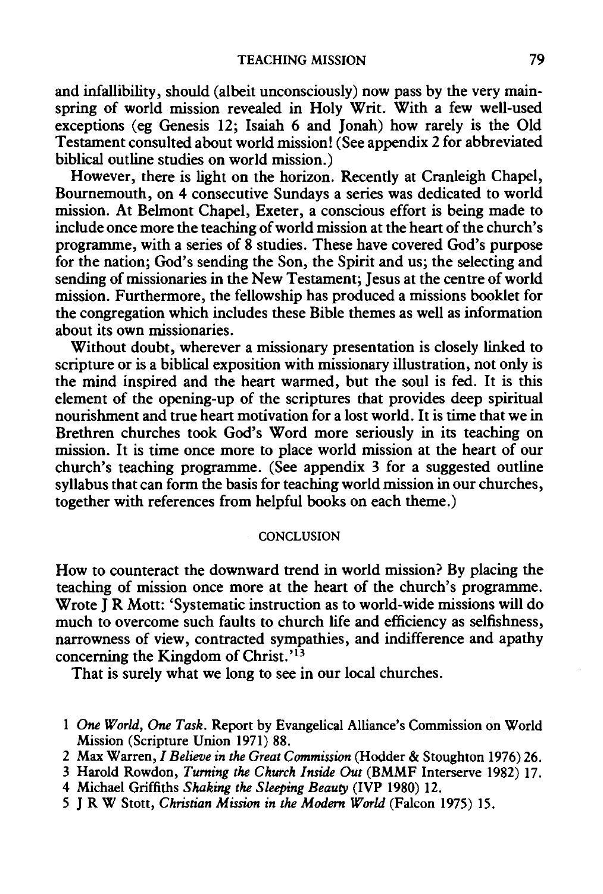and infallibility, should (albeit unconsciously) now pass by the very mainspring of world mission revealed in Holy Writ. With a few well-used exceptions (eg Genesis 12; Isaiah 6 and Jonah) how rarely is the Old Testament consulted about world mission! (See appendix 2 for abbreviated biblical outline studies on world mission.)

However, there is light on the horizon. Recently at Cranleigh Chapel, Bournemouth, on 4 consecutive Sundays a series was dedicated to world mission. At Belmont Chapel, Exeter, a conscious effort is being made to include once more the teaching of world mission at the heart of the church's programme, with a series of 8 studies. These have covered God's purpose for the nation; God's sending the Son, the Spirit and us; the selecting and sending of missionaries in the New Testament; Jesus at the centre of world mission. Furthermore, the fellowship has produced a missions booklet for the congregation which includes these Bible themes as well as information about its own missionaries.

Without doubt, wherever a missionary presentation is closely linked to scripture or is a biblical exposition with missionary illustration, not only is the mind inspired and the heart warmed, but the soul is fed. It is this element of the opening-up of the scriptures that provides deep spiritual nourishment and true heart motivation for a lost world. It is time that we in Brethren churches took God's Word more seriously in its teaching on mission. It is time once more to place world mission at the heart of our church's teaching programme. (See appendix 3 for a suggested outline syllabus that can form the basis for teaching world mission in our churches, together with references from helpful books on each theme.)

## CONCLUSION

How to counteract the downward trend in world mission? By placing the teaching of mission once more at the heart of the church's programme. Wrote J R Mott: 'Systematic instruction as to world-wide missions will do much to overcome such faults to church life and efficiency as selfishness, narrowness of view, contracted sympathies, and indifference and apathy concerning the Kingdom of Christ.'[13]

That is surely what we long to see in our local churches.

1 *One World, One Task*. Report by Evangelical Alliance's Commission on World Mission (Scripture Union 1971) 88.

2 Max Warren, *I Believe in the Great Commission* (Hodder & Stoughton 1976) 26.

3 Harold Rowdon, *Turning the Church Inside Out* (BMMF Interserve 1982) 17.

4 Michael Griffiths *Shaking the Sleeping Beauty* (IVP 1980) 12.

5 J R W Stott, *Christian Mission in the Modern World* (Falcon 1975) 15.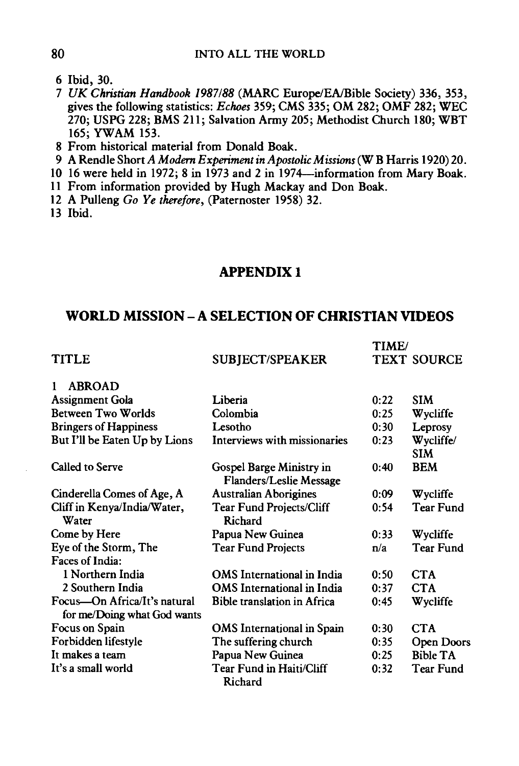6 Ibid, 30.

7 *UK Christian Handbook 1987/88* (MARC Europe/EA/Bible Society) 336, 353, gives the following statistics: *Echoes* 359; CMS 335; OM 282; OMF 282; WEC 270; USPG 228; BMS 211; Salvation Army 205; Methodist Church 180; WBT 165; YWAM 153.

8 From historical material from Donald Boak.

9 A Rendle Short *A Modern Experiment in Apostolic Missions* (W B Harris 1920) 20.

10 16 were held in 1972; 8 in 1973 and 2 in 1974—information from Mary Boak.

11 From information provided by Hugh Mackay and Don Boak.

12 A Pulleng *Go Ye therefore*, (Paternoster 1958) 32.

13 Ibid.

## APPENDIX 1

## WORLD MISSION – A SELECTION OF CHRISTIAN VIDEOS

| TITLE | SUBJECT/SPEAKER | TIME/TEXT | SOURCE |
|---|---|---|---|
| 1 ABROAD | | | |
| Assignment Gola | Liberia | 0:22 | SIM |
| Between Two Worlds | Colombia | 0:25 | Wycliffe |
| Bringers of Happiness | Lesotho | 0:30 | Leprosy |
| But I'll be Eaten Up by Lions | Interviews with missionaries | 0:23 | Wycliffe/SIM |
| Called to Serve | Gospel Barge Ministry in Flanders/Leslie Message | 0:40 | BEM |
| Cinderella Comes of Age, A | Australian Aborigines | 0:09 | Wycliffe |
| Cliff in Kenya/India/Water, Water | Tear Fund Projects/Cliff Richard | 0:54 | Tear Fund |
| Come by Here | Papua New Guinea | 0:33 | Wycliffe |
| Eye of the Storm, The | Tear Fund Projects | n/a | Tear Fund |
| Faces of India: | | | |
| 1 Northern India | OMS International in India | 0:50 | CTA |
| 2 Southern India | OMS International in India | 0:37 | CTA |
| Focus—On Africa/It's natural for me/Doing what God wants | Bible translation in Africa | 0:45 | Wycliffe |
| Focus on Spain | OMS International in Spain | 0:30 | CTA |
| Forbidden lifestyle | The suffering church | 0:35 | Open Doors |
| It makes a team | Papua New Guinea | 0:25 | Bible TA |
| It's a small world | Tear Fund in Haiti/Cliff Richard | 0:32 | Tear Fund |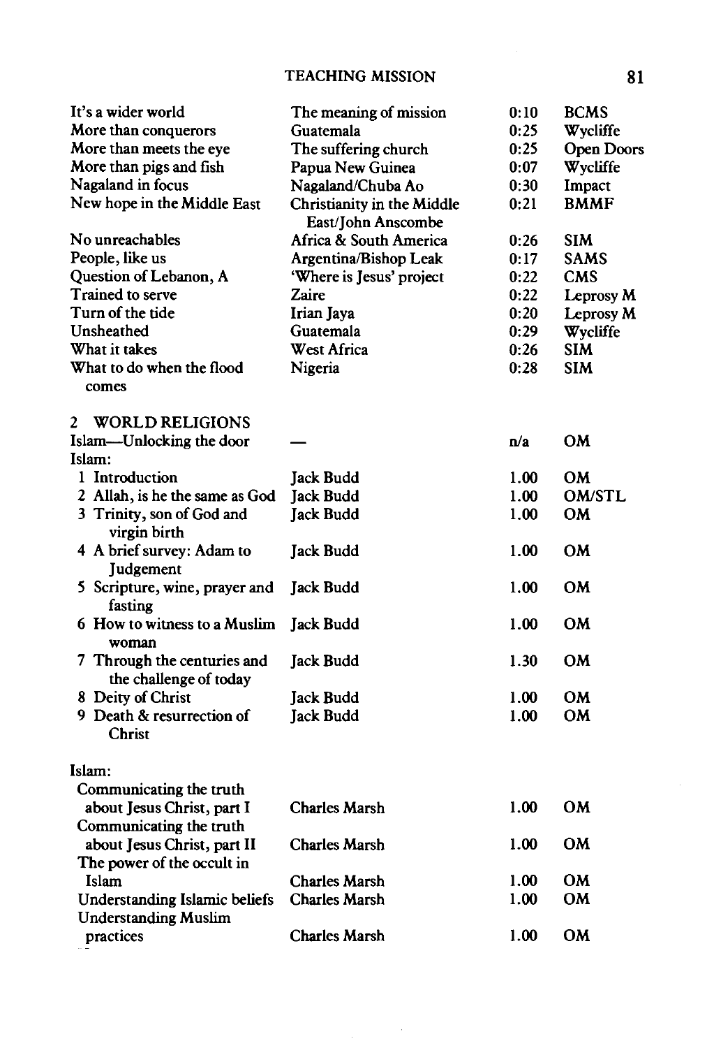| | | | |
|---|---|---|---|
| It's a wider world | The meaning of mission | 0:10 | BCMS |
| More than conquerors | Guatemala | 0:25 | Wycliffe |
| More than meets the eye | The suffering church | 0:25 | Open Doors |
| More than pigs and fish | Papua New Guinea | 0:07 | Wycliffe |
| Nagaland in focus | Nagaland/Chuba Ao | 0:30 | Impact |
| New hope in the Middle East | Christianity in the Middle East/John Anscombe | 0:21 | BMMF |
| No unreachables | Africa & South America | 0:26 | SIM |
| People, like us | Argentina/Bishop Leak | 0:17 | SAMS |
| Question of Lebanon, A | 'Where is Jesus' project | 0:22 | CMS |
| Trained to serve | Zaire | 0:22 | Leprosy M |
| Turn of the tide | Irian Jaya | 0:20 | Leprosy M |
| Unsheathed | Guatemala | 0:29 | Wycliffe |
| What it takes | West Africa | 0:26 | SIM |
| What to do when the flood comes | Nigeria | 0:28 | SIM |

## 2 WORLD RELIGIONS

| | | | |
|---|---|---|---|
| Islam—Unlocking the door | — | n/a | OM |
| Islam: | | | |
| 1 Introduction | Jack Budd | 1.00 | OM |
| 2 Allah, is he the same as God | Jack Budd | 1.00 | OM/STL |
| 3 Trinity, son of God and virgin birth | Jack Budd | 1.00 | OM |
| 4 A brief survey: Adam to Judgement | Jack Budd | 1.00 | OM |
| 5 Scripture, wine, prayer and fasting | Jack Budd | 1.00 | OM |
| 6 How to witness to a Muslim woman | Jack Budd | 1.00 | OM |
| 7 Through the centuries and the challenge of today | Jack Budd | 1.30 | OM |
| 8 Deity of Christ | Jack Budd | 1.00 | OM |
| 9 Death & resurrection of Christ | Jack Budd | 1.00 | OM |
| Islam: | | | |
| Communicating the truth about Jesus Christ, part I | Charles Marsh | 1.00 | OM |
| Communicating the truth about Jesus Christ, part II | Charles Marsh | 1.00 | OM |
| The power of the occult in Islam | Charles Marsh | 1.00 | OM |
| Understanding Islamic beliefs | Charles Marsh | 1.00 | OM |
| Understanding Muslim practices | Charles Marsh | 1.00 | OM |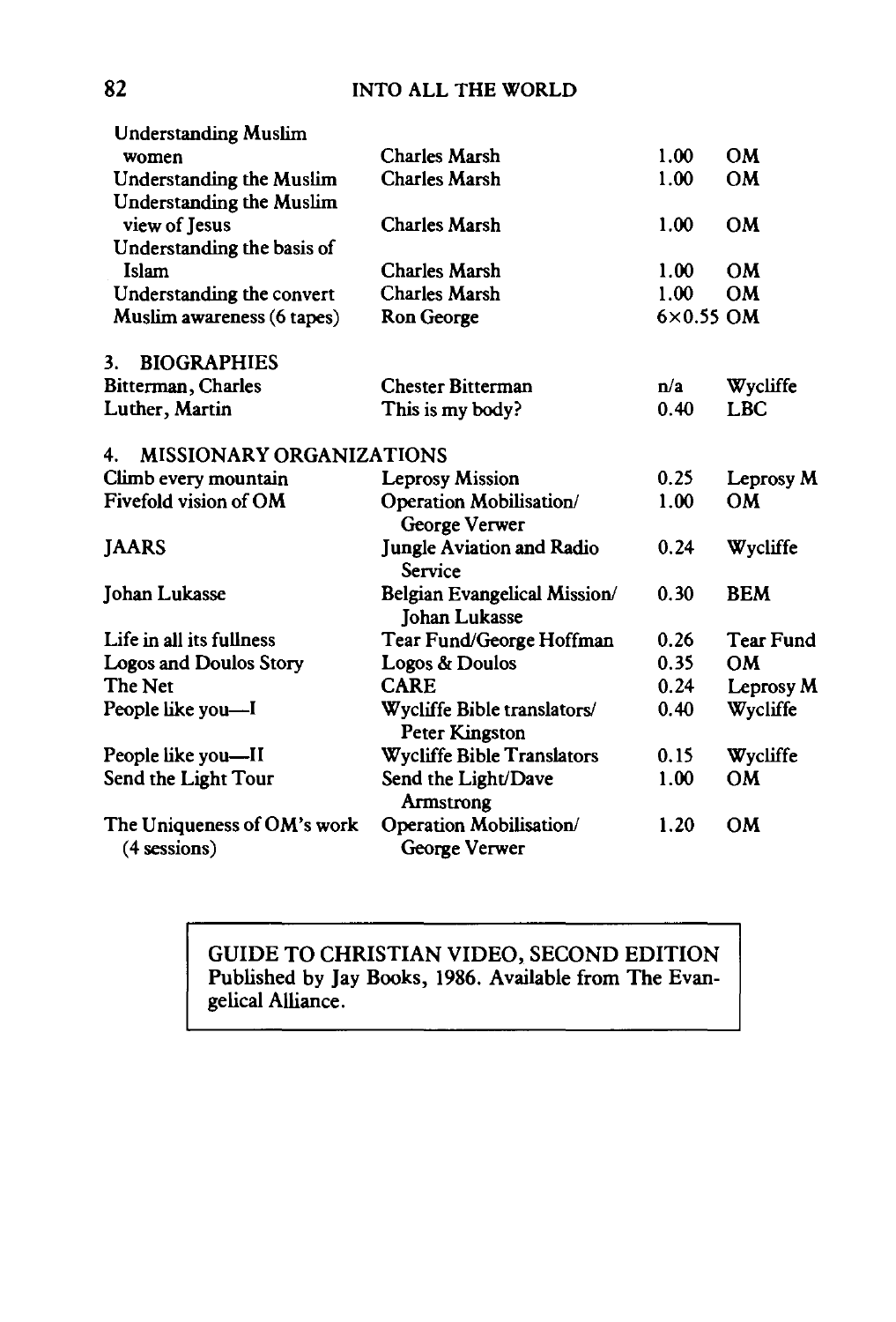| | | | |
|---|---|---|---|
| Understanding Muslim women | Charles Marsh | 1.00 | OM |
| Understanding the Muslim | Charles Marsh | 1.00 | OM |
| Understanding the Muslim view of Jesus | Charles Marsh | 1.00 | OM |
| Understanding the basis of Islam | Charles Marsh | 1.00 | OM |
| Understanding the convert | Charles Marsh | 1.00 | OM |
| Muslim awareness (6 tapes) | Ron George | 6×0.55 | OM |

### 3. BIOGRAPHIES

| | | | |
|---|---|---|---|
| Bitterman, Charles | Chester Bitterman | n/a | Wycliffe |
| Luther, Martin | This is my body? | 0.40 | LBC |

### 4. MISSIONARY ORGANIZATIONS

| | | | |
|---|---|---|---|
| Climb every mountain | Leprosy Mission | 0.25 | Leprosy M |
| Fivefold vision of OM | Operation Mobilisation/ George Verwer | 1.00 | OM |
| JAARS | Jungle Aviation and Radio Service | 0.24 | Wycliffe |
| Johan Lukasse | Belgian Evangelical Mission/ Johan Lukasse | 0.30 | BEM |
| Life in all its fullness | Tear Fund/George Hoffman | 0.26 | Tear Fund |
| Logos and Doulos Story | Logos & Doulos | 0.35 | OM |
| The Net | CARE | 0.24 | Leprosy M |
| People like you—I | Wycliffe Bible translators/ Peter Kingston | 0.40 | Wycliffe |
| People like you—II | Wycliffe Bible Translators | 0.15 | Wycliffe |
| Send the Light Tour | Send the Light/Dave Armstrong | 1.00 | OM |
| The Uniqueness of OM's work (4 sessions) | Operation Mobilisation/ George Verwer | 1.20 | OM |

GUIDE TO CHRISTIAN VIDEO, SECOND EDITION
Published by Jay Books, 1986. Available from The Evangelical Alliance.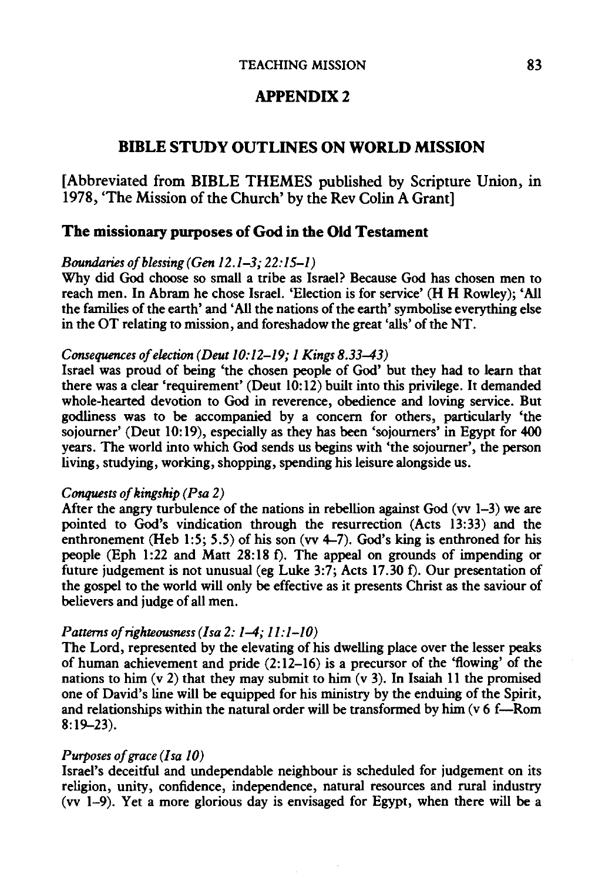## APPENDIX 2

## BIBLE STUDY OUTLINES ON WORLD MISSION

[Abbreviated from BIBLE THEMES published by Scripture Union, in 1978, 'The Mission of the Church' by the Rev Colin A Grant]

### The missionary purposes of God in the Old Testament

*Boundaries of blessing (Gen 12.1–3; 22:15–1)*
Why did God choose so small a tribe as Israel? Because God has chosen men to reach men. In Abram he chose Israel. 'Election is for service' (H H Rowley); 'All the families of the earth' and 'All the nations of the earth' symbolise everything else in the OT relating to mission, and foreshadow the great 'alls' of the NT.

*Consequences of election (Deut 10:12–19; 1 Kings 8.33–43)*
Israel was proud of being 'the chosen people of God' but they had to learn that there was a clear 'requirement' (Deut 10:12) built into this privilege. It demanded whole-hearted devotion to God in reverence, obedience and loving service. But godliness was to be accompanied by a concern for others, particularly 'the sojourner' (Deut 10:19), especially as they has been 'sojourners' in Egypt for 400 years. The world into which God sends us begins with 'the sojourner', the person living, studying, working, shopping, spending his leisure alongside us.

*Conquests of kingship (Psa 2)*
After the angry turbulence of the nations in rebellion against God (vv 1–3) we are pointed to God's vindication through the resurrection (Acts 13:33) and the enthronement (Heb 1:5; 5.5) of his son (vv 4–7). God's king is enthroned for his people (Eph 1:22 and Matt 28:18 f). The appeal on grounds of impending or future judgement is not unusual (eg Luke 3:7; Acts 17.30 f). Our presentation of the gospel to the world will only be effective as it presents Christ as the saviour of believers and judge of all men.

*Patterns of righteousness (Isa 2: 1–4; 11:1–10)*
The Lord, represented by the elevating of his dwelling place over the lesser peaks of human achievement and pride (2:12–16) is a precursor of the 'flowing' of the nations to him (v 2) that they may submit to him (v 3). In Isaiah 11 the promised one of David's line will be equipped for his ministry by the enduing of the Spirit, and relationships within the natural order will be transformed by him (v 6 f—Rom 8:19–23).

*Purposes of grace (Isa 10)*
Israel's deceitful and undependable neighbour is scheduled for judgement on its religion, unity, confidence, independence, natural resources and rural industry (vv 1–9). Yet a more glorious day is envisaged for Egypt, when there will be a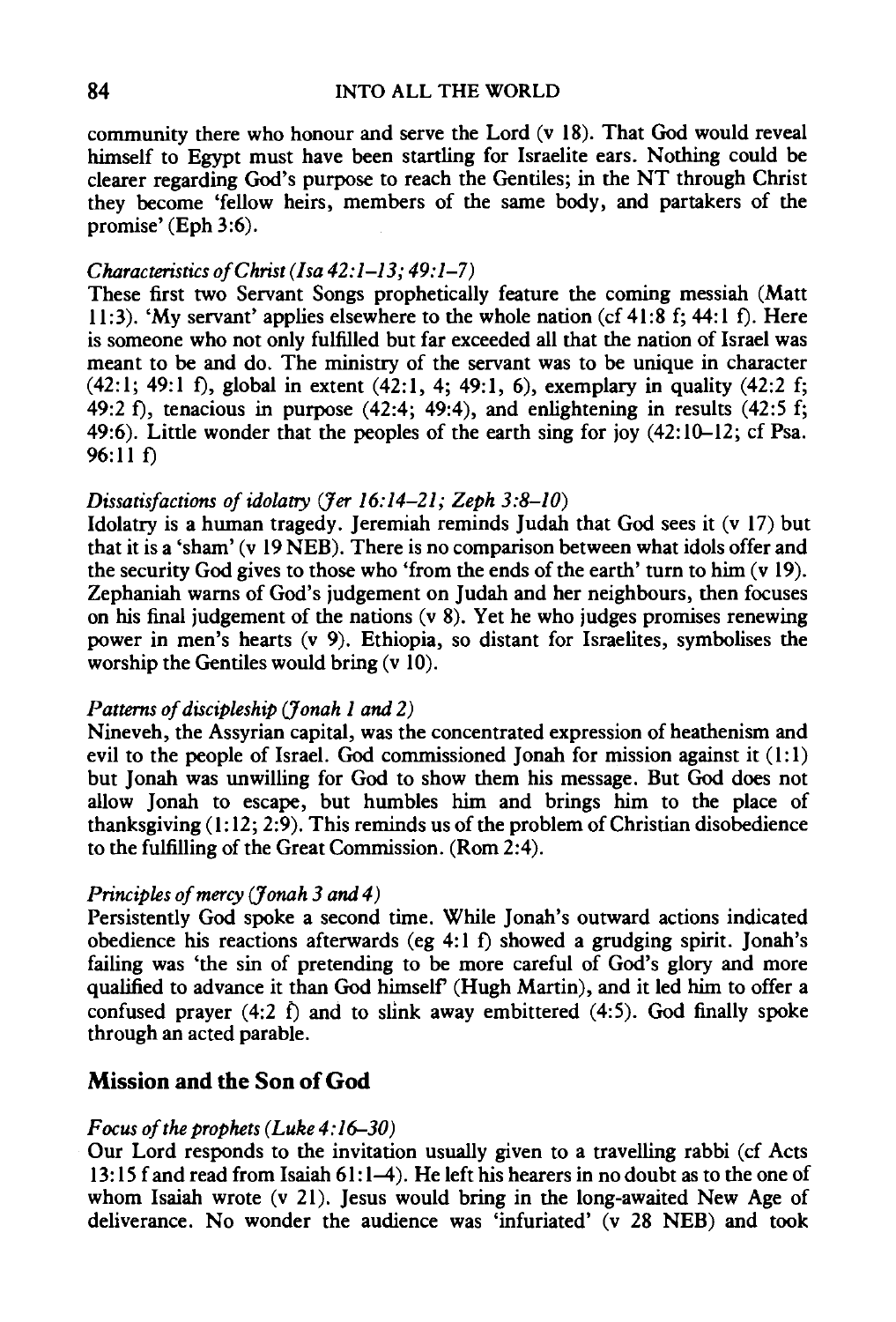community there who honour and serve the Lord (v 18). That God would reveal himself to Egypt must have been startling for Israelite ears. Nothing could be clearer regarding God's purpose to reach the Gentiles; in the NT through Christ they become 'fellow heirs, members of the same body, and partakers of the promise' (Eph 3:6).

*Characteristics of Christ (Isa 42:1–13; 49:1–7)*

These first two Servant Songs prophetically feature the coming messiah (Matt 11:3). 'My servant' applies elsewhere to the whole nation (cf 41:8 f; 44:1 f). Here is someone who not only fulfilled but far exceeded all that the nation of Israel was meant to be and do. The ministry of the servant was to be unique in character (42:1; 49:1 f), global in extent (42:1, 4; 49:1, 6), exemplary in quality (42:2 f; 49:2 f), tenacious in purpose (42:4; 49:4), and enlightening in results (42:5 f; 49:6). Little wonder that the peoples of the earth sing for joy (42:10–12; cf Psa. 96:11 f)

*Dissatisfactions of idolatry (Jer 16:14–21; Zeph 3:8–10)*

Idolatry is a human tragedy. Jeremiah reminds Judah that God sees it (v 17) but that it is a 'sham' (v 19 NEB). There is no comparison between what idols offer and the security God gives to those who 'from the ends of the earth' turn to him (v 19). Zephaniah warns of God's judgement on Judah and her neighbours, then focuses on his final judgement of the nations (v 8). Yet he who judges promises renewing power in men's hearts (v 9). Ethiopia, so distant for Israelites, symbolises the worship the Gentiles would bring (v 10).

*Patterns of discipleship (Jonah 1 and 2)*

Nineveh, the Assyrian capital, was the concentrated expression of heathenism and evil to the people of Israel. God commissioned Jonah for mission against it (1:1) but Jonah was unwilling for God to show them his message. But God does not allow Jonah to escape, but humbles him and brings him to the place of thanksgiving (1:12; 2:9). This reminds us of the problem of Christian disobedience to the fulfilling of the Great Commission. (Rom 2:4).

*Principles of mercy (Jonah 3 and 4)*

Persistently God spoke a second time. While Jonah's outward actions indicated obedience his reactions afterwards (eg 4:1 f) showed a grudging spirit. Jonah's failing was 'the sin of pretending to be more careful of God's glory and more qualified to advance it than God himself' (Hugh Martin), and it led him to offer a confused prayer (4:2 f) and to slink away embittered (4:5). God finally spoke through an acted parable.

## Mission and the Son of God

*Focus of the prophets (Luke 4:16–30)*

Our Lord responds to the invitation usually given to a travelling rabbi (cf Acts 13:15 f and read from Isaiah 61:1–4). He left his hearers in no doubt as to the one of whom Isaiah wrote (v 21). Jesus would bring in the long-awaited New Age of deliverance. No wonder the audience was 'infuriated' (v 28 NEB) and took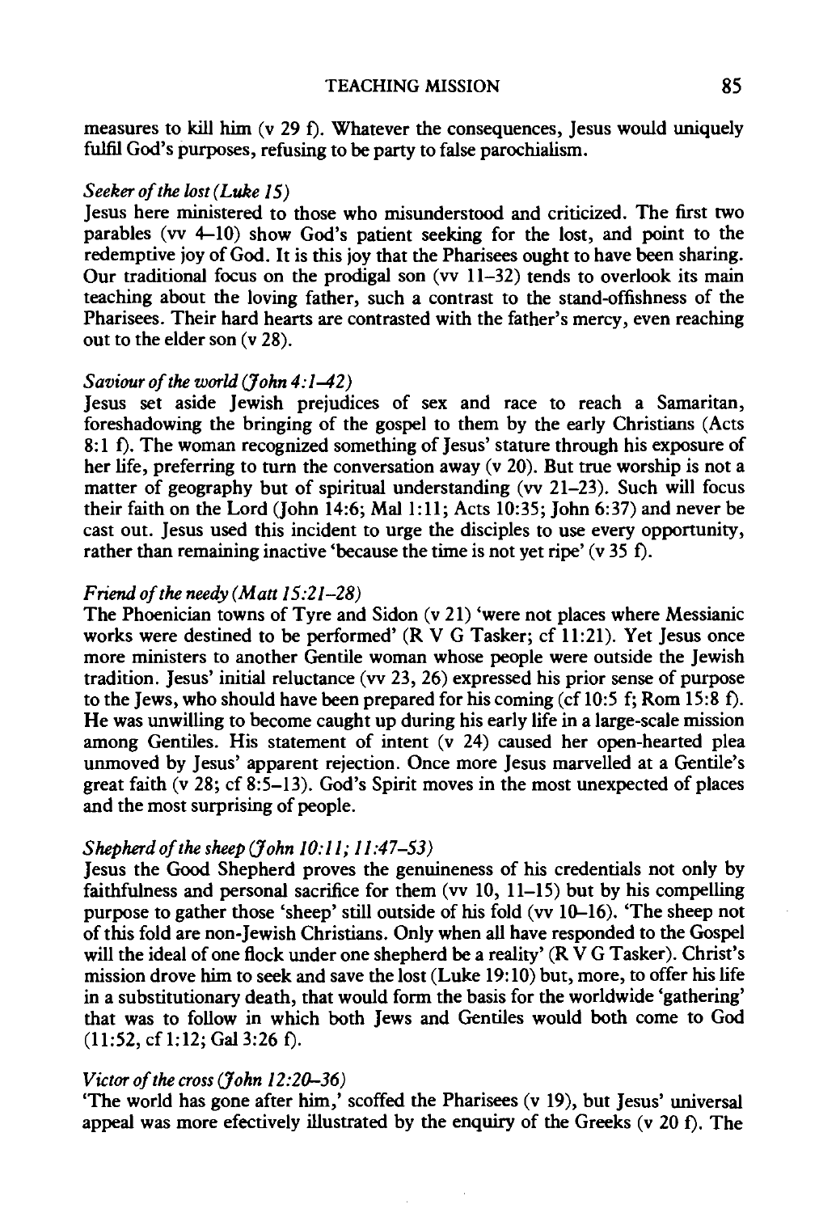measures to kill him (v 29 f). Whatever the consequences, Jesus would uniquely fulfil God's purposes, refusing to be party to false parochialism.

*Seeker of the lost (Luke 15)*

Jesus here ministered to those who misunderstood and criticized. The first two parables (vv 4–10) show God's patient seeking for the lost, and point to the redemptive joy of God. It is this joy that the Pharisees ought to have been sharing. Our traditional focus on the prodigal son (vv 11–32) tends to overlook its main teaching about the loving father, such a contrast to the stand-offishness of the Pharisees. Their hard hearts are contrasted with the father's mercy, even reaching out to the elder son (v 28).

*Saviour of the world (John 4:1–42)*

Jesus set aside Jewish prejudices of sex and race to reach a Samaritan, foreshadowing the bringing of the gospel to them by the early Christians (Acts 8:1 f). The woman recognized something of Jesus' stature through his exposure of her life, preferring to turn the conversation away (v 20). But true worship is not a matter of geography but of spiritual understanding (vv 21–23). Such will focus their faith on the Lord (John 14:6; Mal 1:11; Acts 10:35; John 6:37) and never be cast out. Jesus used this incident to urge the disciples to use every opportunity, rather than remaining inactive 'because the time is not yet ripe' (v 35 f).

*Friend of the needy (Matt 15:21–28)*

The Phoenician towns of Tyre and Sidon (v 21) 'were not places where Messianic works were destined to be performed' (R V G Tasker; cf 11:21). Yet Jesus once more ministers to another Gentile woman whose people were outside the Jewish tradition. Jesus' initial reluctance (vv 23, 26) expressed his prior sense of purpose to the Jews, who should have been prepared for his coming (cf 10:5 f; Rom 15:8 f). He was unwilling to become caught up during his early life in a large-scale mission among Gentiles. His statement of intent (v 24) caused her open-hearted plea unmoved by Jesus' apparent rejection. Once more Jesus marvelled at a Gentile's great faith (v 28; cf 8:5–13). God's Spirit moves in the most unexpected of places and the most surprising of people.

*Shepherd of the sheep (John 10:11; 11:47–53)*

Jesus the Good Shepherd proves the genuineness of his credentials not only by faithfulness and personal sacrifice for them (vv 10, 11–15) but by his compelling purpose to gather those 'sheep' still outside of his fold (vv 10–16). 'The sheep not of this fold are non-Jewish Christians. Only when all have responded to the Gospel will the ideal of one flock under one shepherd be a reality' (R V G Tasker). Christ's mission drove him to seek and save the lost (Luke 19:10) but, more, to offer his life in a substitutionary death, that would form the basis for the worldwide 'gathering' that was to follow in which both Jews and Gentiles would both come to God (11:52, cf 1:12; Gal 3:26 f).

*Victor of the cross (John 12:20–36)*

'The world has gone after him,' scoffed the Pharisees (v 19), but Jesus' universal appeal was more efectively illustrated by the enquiry of the Greeks (v 20 f). The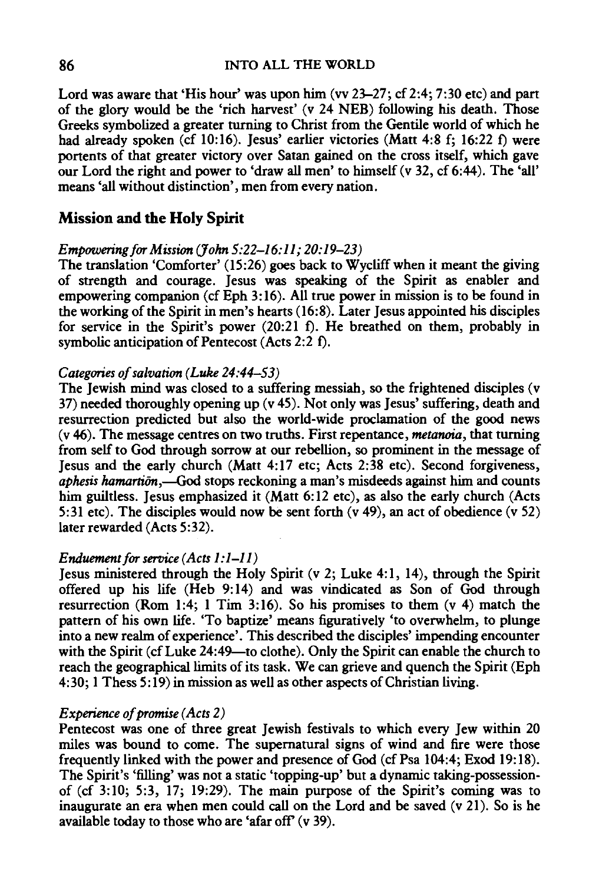Lord was aware that 'His hour' was upon him (vv 23–27; cf 2:4; 7:30 etc) and part of the glory would be the 'rich harvest' (v 24 NEB) following his death. Those Greeks symbolized a greater turning to Christ from the Gentile world of which he had already spoken (cf 10:16). Jesus' earlier victories (Matt 4:8 f; 16:22 f) were portents of that greater victory over Satan gained on the cross itself, which gave our Lord the right and power to 'draw all men' to himself (v 32, cf 6:44). The 'all' means 'all without distinction', men from every nation.

## Mission and the Holy Spirit

### *Empowering for Mission (John 5:22–16:11; 20:19–23)*

The translation 'Comforter' (15:26) goes back to Wycliff when it meant the giving of strength and courage. Jesus was speaking of the Spirit as enabler and empowering companion (cf Eph 3:16). All true power in mission is to be found in the working of the Spirit in men's hearts (16:8). Later Jesus appointed his disciples for service in the Spirit's power (20:21 f). He breathed on them, probably in symbolic anticipation of Pentecost (Acts 2:2 f).

### *Categories of salvation (Luke 24:44–53)*

The Jewish mind was closed to a suffering messiah, so the frightened disciples (v 37) needed thoroughly opening up (v 45). Not only was Jesus' suffering, death and resurrection predicted but also the world-wide proclamation of the good news (v 46). The message centres on two truths. First repentance, ***metanoia***, that turning from self to God through sorrow at our rebellion, so prominent in the message of Jesus and the early church (Matt 4:17 etc; Acts 2:38 etc). Second forgiveness, ***aphesis hamartiōn***,—God stops reckoning a man's misdeeds against him and counts him guiltless. Jesus emphasized it (Matt 6:12 etc), as also the early church (Acts 5:31 etc). The disciples would now be sent forth (v 49), an act of obedience (v 52) later rewarded (Acts 5:32).

### *Enduement for service (Acts 1:1–11)*

Jesus ministered through the Holy Spirit (v 2; Luke 4:1, 14), through the Spirit offered up his life (Heb 9:14) and was vindicated as Son of God through resurrection (Rom 1:4; 1 Tim 3:16). So his promises to them (v 4) match the pattern of his own life. 'To baptize' means figuratively 'to overwhelm, to plunge into a new realm of experience'. This described the disciples' impending encounter with the Spirit (cf Luke 24:49—to clothe). Only the Spirit can enable the church to reach the geographical limits of its task. We can grieve and quench the Spirit (Eph 4:30; 1 Thess 5:19) in mission as well as other aspects of Christian living.

### *Experience of promise (Acts 2)*

Pentecost was one of three great Jewish festivals to which every Jew within 20 miles was bound to come. The supernatural signs of wind and fire were those frequently linked with the power and presence of God (cf Psa 104:4; Exod 19:18). The Spirit's 'filling' was not a static 'topping-up' but a dynamic taking-possession-of (cf 3:10; 5:3, 17; 19:29). The main purpose of the Spirit's coming was to inaugurate an era when men could call on the Lord and be saved (v 21). So is he available today to those who are 'afar off' (v 39).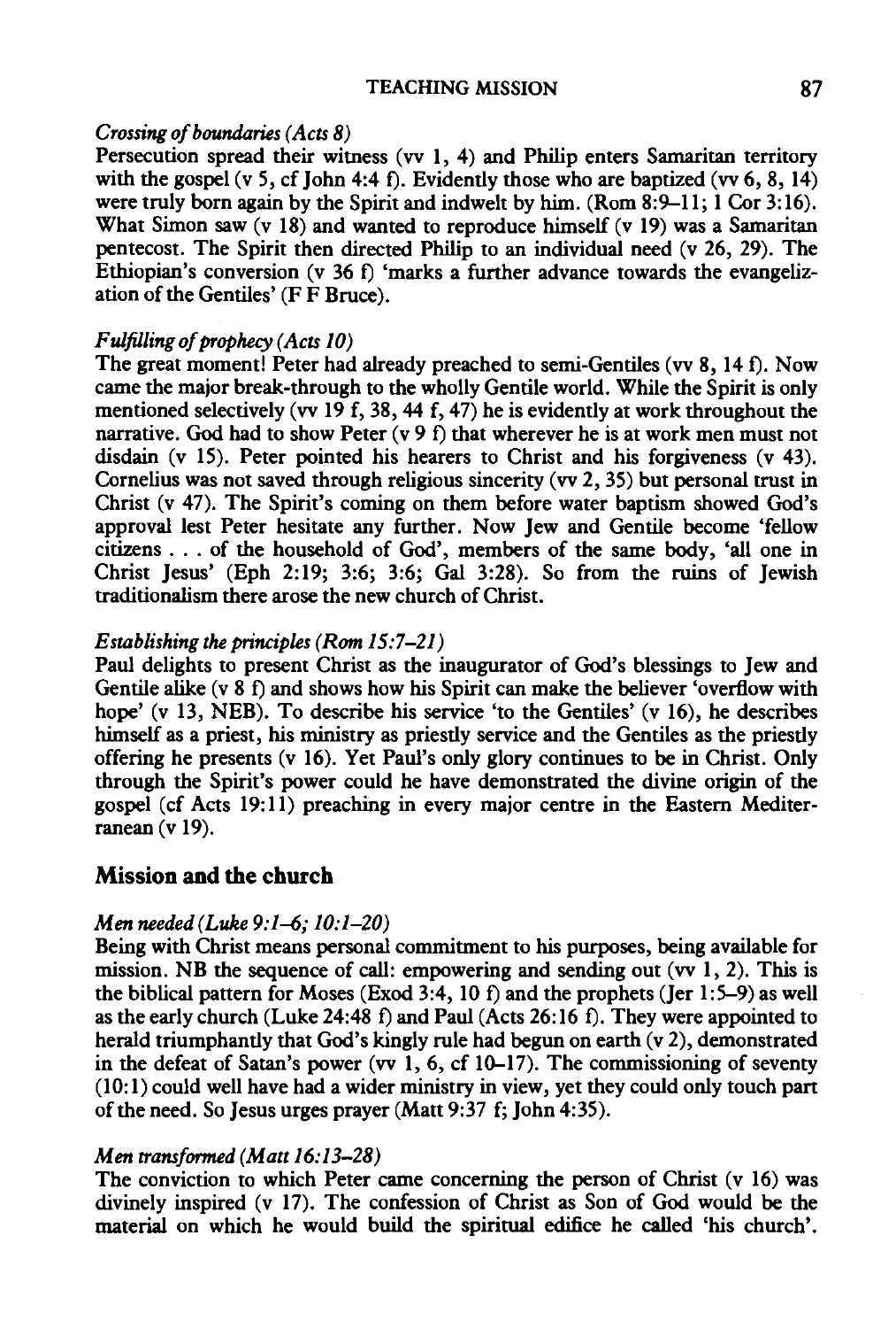*Crossing of boundaries (Acts 8)*
Persecution spread their witness (vv 1, 4) and Philip enters Samaritan territory with the gospel (v 5, cf John 4:4 f). Evidently those who are baptized (vv 6, 8, 14) were truly born again by the Spirit and indwelt by him. (Rom 8:9–11; 1 Cor 3:16). What Simon saw (v 18) and wanted to reproduce himself (v 19) was a Samaritan pentecost. The Spirit then directed Philip to an individual need (v 26, 29). The Ethiopian's conversion (v 36 f) 'marks a further advance towards the evangelization of the Gentiles' (F F Bruce).

*Fulfilling of prophecy (Acts 10)*
The great moment! Peter had already preached to semi-Gentiles (vv 8, 14 f). Now came the major break-through to the wholly Gentile world. While the Spirit is only mentioned selectively (vv 19 f, 38, 44 f, 47) he is evidently at work throughout the narrative. God had to show Peter (v 9 f) that wherever he is at work men must not disdain (v 15). Peter pointed his hearers to Christ and his forgiveness (v 43). Cornelius was not saved through religious sincerity (vv 2, 35) but personal trust in Christ (v 47). The Spirit's coming on them before water baptism showed God's approval lest Peter hesitate any further. Now Jew and Gentile become 'fellow citizens . . . of the household of God', members of the same body, 'all one in Christ Jesus' (Eph 2:19; 3:6; 3:6; Gal 3:28). So from the ruins of Jewish traditionalism there arose the new church of Christ.

*Establishing the principles (Rom 15:7–21)*
Paul delights to present Christ as the inaugurator of God's blessings to Jew and Gentile alike (v 8 f) and shows how his Spirit can make the believer 'overflow with hope' (v 13, NEB). To describe his service 'to the Gentiles' (v 16), he describes himself as a priest, his ministry as priestly service and the Gentiles as the priestly offering he presents (v 16). Yet Paul's only glory continues to be in Christ. Only through the Spirit's power could he have demonstrated the divine origin of the gospel (cf Acts 19:11) preaching in every major centre in the Eastern Mediterranean (v 19).

## Mission and the church

*Men needed (Luke 9:1–6; 10:1–20)*
Being with Christ means personal commitment to his purposes, being available for mission. NB the sequence of call: empowering and sending out (vv 1, 2). This is the biblical pattern for Moses (Exod 3:4, 10 f) and the prophets (Jer 1:5–9) as well as the early church (Luke 24:48 f) and Paul (Acts 26:16 f). They were appointed to herald triumphantly that God's kingly rule had begun on earth (v 2), demonstrated in the defeat of Satan's power (vv 1, 6, cf 10–17). The commissioning of seventy (10:1) could well have had a wider ministry in view, yet they could only touch part of the need. So Jesus urges prayer (Matt 9:37 f; John 4:35).

*Men transformed (Matt 16:13–28)*
The conviction to which Peter came concerning the person of Christ (v 16) was divinely inspired (v 17). The confession of Christ as Son of God would be the material on which he would build the spiritual edifice he called 'his church'.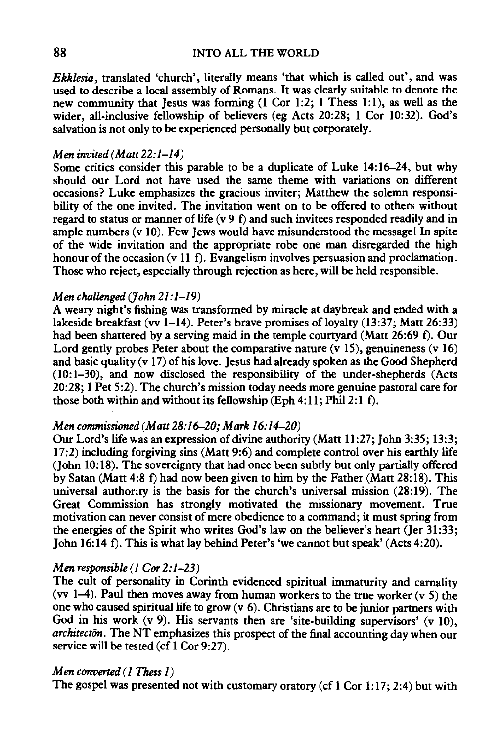*Ekklesia*, translated 'church', literally means 'that which is called out', and was used to describe a local assembly of Romans. It was clearly suitable to denote the new community that Jesus was forming (1 Cor 1:2; 1 Thess 1:1), as well as the wider, all-inclusive fellowship of believers (eg Acts 20:28; 1 Cor 10:32). God's salvation is not only to be experienced personally but corporately.

*Men invited (Matt 22:1–14)*
Some critics consider this parable to be a duplicate of Luke 14:16–24, but why should our Lord not have used the same theme with variations on different occasions? Luke emphasizes the gracious inviter; Matthew the solemn responsibility of the one invited. The invitation went on to be offered to others without regard to status or manner of life (v 9 f) and such invitees responded readily and in ample numbers (v 10). Few Jews would have misunderstood the message! In spite of the wide invitation and the appropriate robe one man disregarded the high honour of the occasion (v 11 f). Evangelism involves persuasion and proclamation. Those who reject, especially through rejection as here, will be held responsible.

*Men challenged (John 21:1–19)*
A weary night's fishing was transformed by miracle at daybreak and ended with a lakeside breakfast (vv 1–14). Peter's brave promises of loyalty (13:37; Matt 26:33) had been shattered by a serving maid in the temple courtyard (Matt 26:69 f). Our Lord gently probes Peter about the comparative nature (v 15), genuineness (v 16) and basic quality (v 17) of his love. Jesus had already spoken as the Good Shepherd (10:1–30), and now disclosed the responsibility of the under-shepherds (Acts 20:28; 1 Pet 5:2). The church's mission today needs more genuine pastoral care for those both within and without its fellowship (Eph 4:11; Phil 2:1 f).

*Men commissioned (Matt 28:16–20; Mark 16:14–20)*
Our Lord's life was an expression of divine authority (Matt 11:27; John 3:35; 13:3; 17:2) including forgiving sins (Matt 9:6) and complete control over his earthly life (John 10:18). The sovereignty that had once been subtly but only partially offered by Satan (Matt 4:8 f) had now been given to him by the Father (Matt 28:18). This universal authority is the basis for the church's universal mission (28:19). The Great Commission has strongly motivated the missionary movement. True motivation can never consist of mere obedience to a command; it must spring from the energies of the Spirit who writes God's law on the believer's heart (Jer 31:33; John 16:14 f). This is what lay behind Peter's 'we cannot but speak' (Acts 4:20).

*Men responsible (1 Cor 2:1–23)*
The cult of personality in Corinth evidenced spiritual immaturity and carnality (vv 1–4). Paul then moves away from human workers to the true worker (v 5) the one who caused spiritual life to grow (v 6). Christians are to be junior partners with God in his work (v 9). His servants then are 'site-building supervisors' (v 10), *architectōn*. The NT emphasizes this prospect of the final accounting day when our service will be tested (cf 1 Cor 9:27).

*Men converted (1 Thess 1)*
The gospel was presented not with customary oratory (cf 1 Cor 1:17; 2:4) but with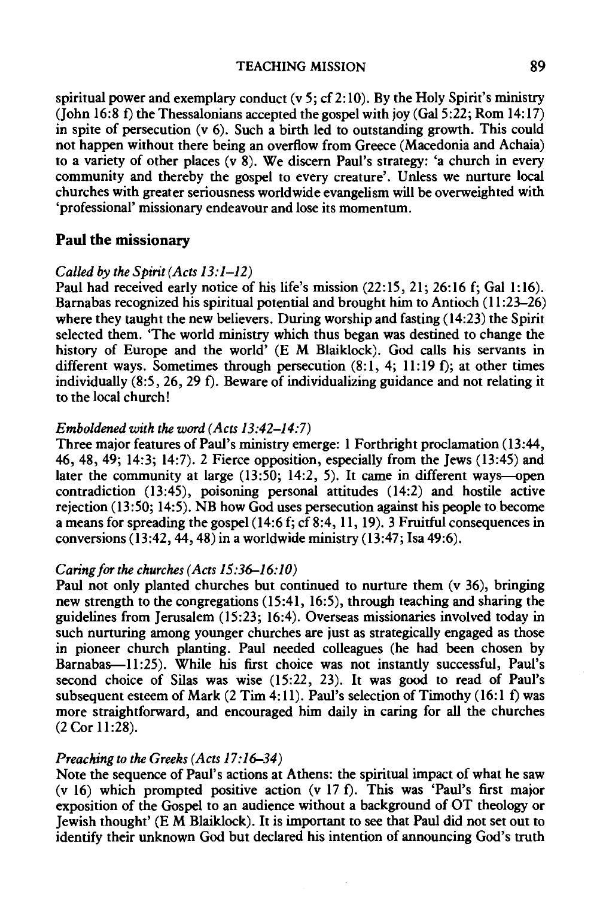spiritual power and exemplary conduct (v 5; cf 2:10). By the Holy Spirit's ministry (John 16:8 f) the Thessalonians accepted the gospel with joy (Gal 5:22; Rom 14:17) in spite of persecution (v 6). Such a birth led to outstanding growth. This could not happen without there being an overflow from Greece (Macedonia and Achaia) to a variety of other places (v 8). We discern Paul's strategy: 'a church in every community and thereby the gospel to every creature'. Unless we nurture local churches with greater seriousness worldwide evangelism will be overweighted with 'professional' missionary endeavour and lose its momentum.

## Paul the missionary

*Called by the Spirit (Acts 13:1–12)*
Paul had received early notice of his life's mission (22:15, 21; 26:16 f; Gal 1:16). Barnabas recognized his spiritual potential and brought him to Antioch (11:23–26) where they taught the new believers. During worship and fasting (14:23) the Spirit selected them. 'The world ministry which thus began was destined to change the history of Europe and the world' (E M Blaiklock). God calls his servants in different ways. Sometimes through persecution (8:1, 4; 11:19 f); at other times individually (8:5, 26, 29 f). Beware of individualizing guidance and not relating it to the local church!

*Emboldened with the word (Acts 13:42–14:7)*
Three major features of Paul's ministry emerge: 1 Forthright proclamation (13:44, 46, 48, 49; 14:3; 14:7). 2 Fierce opposition, especially from the Jews (13:45) and later the community at large (13:50; 14:2, 5). It came in different ways—open contradiction (13:45), poisoning personal attitudes (14:2) and hostile active rejection (13:50; 14:5). NB how God uses persecution against his people to become a means for spreading the gospel (14:6 f; cf 8:4, 11, 19). 3 Fruitful consequences in conversions (13:42, 44, 48) in a worldwide ministry (13:47; Isa 49:6).

*Caring for the churches (Acts 15:36–16:10)*
Paul not only planted churches but continued to nurture them (v 36), bringing new strength to the congregations (15:41, 16:5), through teaching and sharing the guidelines from Jerusalem (15:23; 16:4). Overseas missionaries involved today in such nurturing among younger churches are just as strategically engaged as those in pioneer church planting. Paul needed colleagues (he had been chosen by Barnabas—11:25). While his first choice was not instantly successful, Paul's second choice of Silas was wise (15:22, 23). It was good to read of Paul's subsequent esteem of Mark (2 Tim 4:11). Paul's selection of Timothy (16:1 f) was more straightforward, and encouraged him daily in caring for all the churches (2 Cor 11:28).

*Preaching to the Greeks (Acts 17:16–34)*
Note the sequence of Paul's actions at Athens: the spiritual impact of what he saw (v 16) which prompted positive action (v 17 f). This was 'Paul's first major exposition of the Gospel to an audience without a background of OT theology or Jewish thought' (E M Blaiklock). It is important to see that Paul did not set out to identify their unknown God but declared his intention of announcing God's truth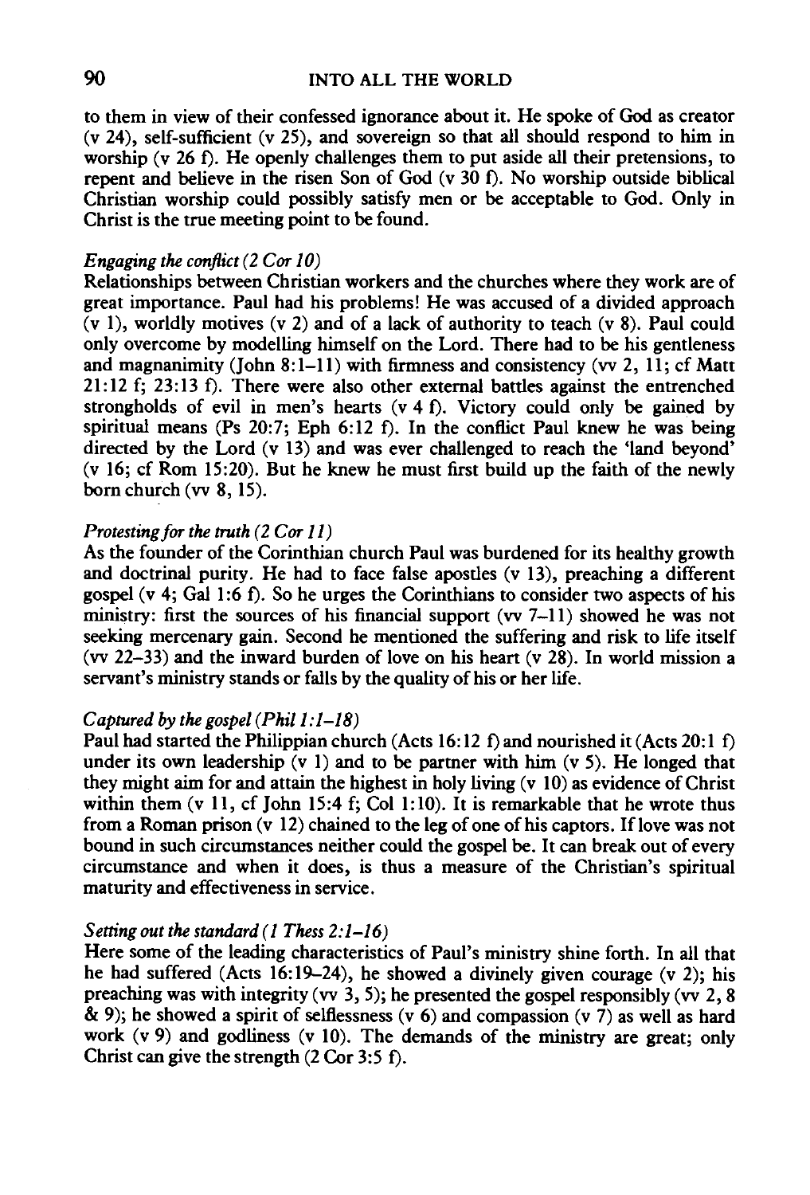to them in view of their confessed ignorance about it. He spoke of God as creator (v 24), self-sufficient (v 25), and sovereign so that all should respond to him in worship (v 26 f). He openly challenges them to put aside all their pretensions, to repent and believe in the risen Son of God (v 30 f). No worship outside biblical Christian worship could possibly satisfy men or be acceptable to God. Only in Christ is the true meeting point to be found.

*Engaging the conflict (2 Cor 10)*
Relationships between Christian workers and the churches where they work are of great importance. Paul had his problems! He was accused of a divided approach (v 1), worldly motives (v 2) and of a lack of authority to teach (v 8). Paul could only overcome by modelling himself on the Lord. There had to be his gentleness and magnanimity (John 8:1–11) with firmness and consistency (vv 2, 11; cf Matt 21:12 f; 23:13 f). There were also other external battles against the entrenched strongholds of evil in men's hearts (v 4 f). Victory could only be gained by spiritual means (Ps 20:7; Eph 6:12 f). In the conflict Paul knew he was being directed by the Lord (v 13) and was ever challenged to reach the 'land beyond' (v 16; cf Rom 15:20). But he knew he must first build up the faith of the newly born church (vv 8, 15).

*Protesting for the truth (2 Cor 11)*
As the founder of the Corinthian church Paul was burdened for its healthy growth and doctrinal purity. He had to face false apostles (v 13), preaching a different gospel (v 4; Gal 1:6 f). So he urges the Corinthians to consider two aspects of his ministry: first the sources of his financial support (vv 7–11) showed he was not seeking mercenary gain. Second he mentioned the suffering and risk to life itself (vv 22–33) and the inward burden of love on his heart (v 28). In world mission a servant's ministry stands or falls by the quality of his or her life.

*Captured by the gospel (Phil 1:1–18)*
Paul had started the Philippian church (Acts 16:12 f) and nourished it (Acts 20:1 f) under its own leadership (v 1) and to be partner with him (v 5). He longed that they might aim for and attain the highest in holy living (v 10) as evidence of Christ within them (v 11, cf John 15:4 f; Col 1:10). It is remarkable that he wrote thus from a Roman prison (v 12) chained to the leg of one of his captors. If love was not bound in such circumstances neither could the gospel be. It can break out of every circumstance and when it does, is thus a measure of the Christian's spiritual maturity and effectiveness in service.

*Setting out the standard (1 Thess 2:1–16)*
Here some of the leading characteristics of Paul's ministry shine forth. In all that he had suffered (Acts 16:19–24), he showed a divinely given courage (v 2); his preaching was with integrity (vv 3, 5); he presented the gospel responsibly (vv 2, 8 & 9); he showed a spirit of selflessness (v 6) and compassion (v 7) as well as hard work (v 9) and godliness (v 10). The demands of the ministry are great; only Christ can give the strength (2 Cor 3:5 f).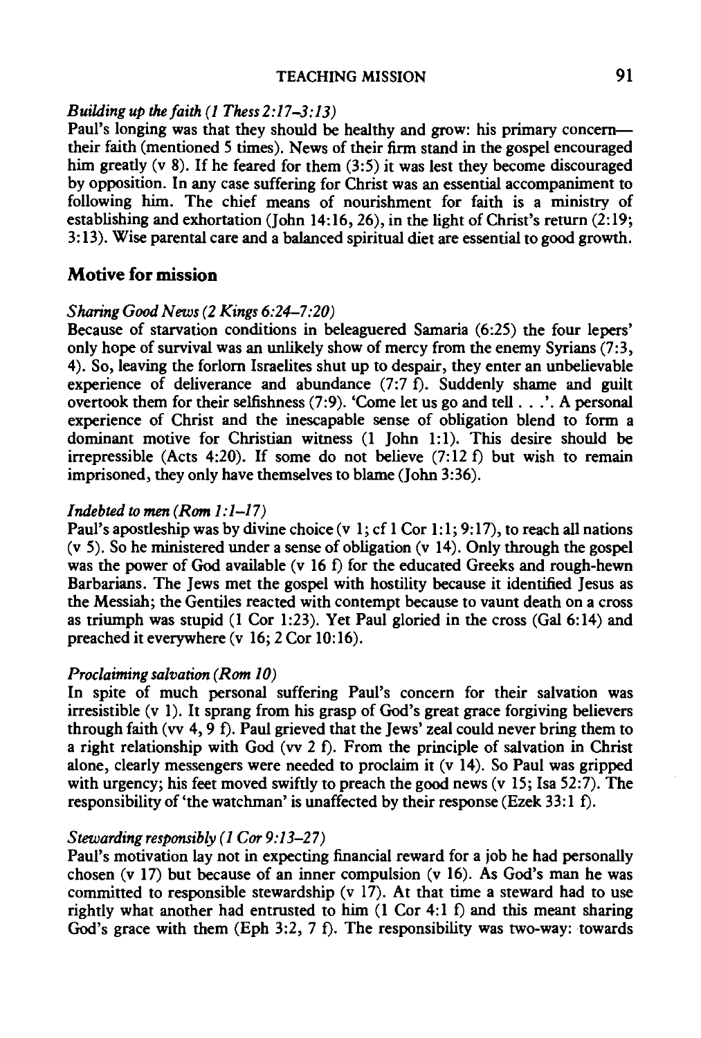*Building up the faith (1 Thess 2:17–3:13)*
Paul's longing was that they should be healthy and grow: his primary concern—their faith (mentioned 5 times). News of their firm stand in the gospel encouraged him greatly (v 8). If he feared for them (3:5) it was lest they become discouraged by opposition. In any case suffering for Christ was an essential accompaniment to following him. The chief means of nourishment for faith is a ministry of establishing and exhortation (John 14:16, 26), in the light of Christ's return (2:19; 3:13). Wise parental care and a balanced spiritual diet are essential to good growth.

## Motive for mission

*Sharing Good News (2 Kings 6:24–7:20)*
Because of starvation conditions in beleaguered Samaria (6:25) the four lepers' only hope of survival was an unlikely show of mercy from the enemy Syrians (7:3, 4). So, leaving the forlorn Israelites shut up to despair, they enter an unbelievable experience of deliverance and abundance (7:7 f). Suddenly shame and guilt overtook them for their selfishness (7:9). 'Come let us go and tell . . .'. A personal experience of Christ and the inescapable sense of obligation blend to form a dominant motive for Christian witness (1 John 1:1). This desire should be irrepressible (Acts 4:20). If some do not believe (7:12 f) but wish to remain imprisoned, they only have themselves to blame (John 3:36).

*Indebted to men (Rom 1:1–17)*
Paul's apostleship was by divine choice (v 1; cf 1 Cor 1:1; 9:17), to reach all nations (v 5). So he ministered under a sense of obligation (v 14). Only through the gospel was the power of God available (v 16 f) for the educated Greeks and rough-hewn Barbarians. The Jews met the gospel with hostility because it identified Jesus as the Messiah; the Gentiles reacted with contempt because to vaunt death on a cross as triumph was stupid (1 Cor 1:23). Yet Paul gloried in the cross (Gal 6:14) and preached it everywhere (v 16; 2 Cor 10:16).

*Proclaiming salvation (Rom 10)*
In spite of much personal suffering Paul's concern for their salvation was irresistible (v 1). It sprang from his grasp of God's great grace forgiving believers through faith (vv 4, 9 f). Paul grieved that the Jews' zeal could never bring them to a right relationship with God (vv 2 f). From the principle of salvation in Christ alone, clearly messengers were needed to proclaim it (v 14). So Paul was gripped with urgency; his feet moved swiftly to preach the good news (v 15; Isa 52:7). The responsibility of 'the watchman' is unaffected by their response (Ezek 33:1 f).

*Stewarding responsibly (1 Cor 9:13–27)*
Paul's motivation lay not in expecting financial reward for a job he had personally chosen (v 17) but because of an inner compulsion (v 16). As God's man he was committed to responsible stewardship (v 17). At that time a steward had to use rightly what another had entrusted to him (1 Cor 4:1 f) and this meant sharing God's grace with them (Eph 3:2, 7 f). The responsibility was two-way: towards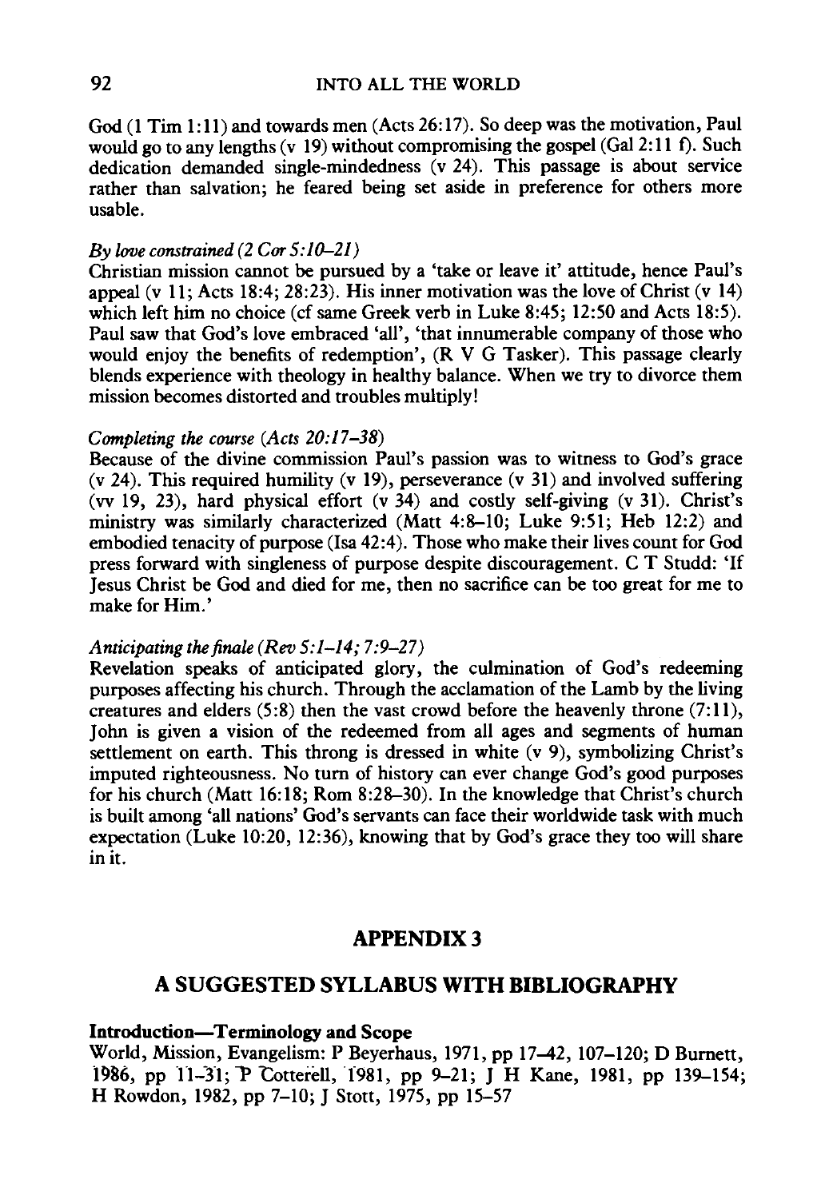God (1 Tim 1:11) and towards men (Acts 26:17). So deep was the motivation, Paul would go to any lengths (v 19) without compromising the gospel (Gal 2:11 f). Such dedication demanded single-mindedness (v 24). This passage is about service rather than salvation; he feared being set aside in preference for others more usable.

*By love constrained (2 Cor 5:10–21)*
Christian mission cannot be pursued by a 'take or leave it' attitude, hence Paul's appeal (v 11; Acts 18:4; 28:23). His inner motivation was the love of Christ (v 14) which left him no choice (cf same Greek verb in Luke 8:45; 12:50 and Acts 18:5). Paul saw that God's love embraced 'all', 'that innumerable company of those who would enjoy the benefits of redemption', (R V G Tasker). This passage clearly blends experience with theology in healthy balance. When we try to divorce them mission becomes distorted and troubles multiply!

*Completing the course (Acts 20:17–38)*
Because of the divine commission Paul's passion was to witness to God's grace (v 24). This required humility (v 19), perseverance (v 31) and involved suffering (vv 19, 23), hard physical effort (v 34) and costly self-giving (v 31). Christ's ministry was similarly characterized (Matt 4:8–10; Luke 9:51; Heb 12:2) and embodied tenacity of purpose (Isa 42:4). Those who make their lives count for God press forward with singleness of purpose despite discouragement. C T Studd: 'If Jesus Christ be God and died for me, then no sacrifice can be too great for me to make for Him.'

*Anticipating the finale (Rev 5:1–14; 7:9–27)*
Revelation speaks of anticipated glory, the culmination of God's redeeming purposes affecting his church. Through the acclamation of the Lamb by the living creatures and elders (5:8) then the vast crowd before the heavenly throne (7:11), John is given a vision of the redeemed from all ages and segments of human settlement on earth. This throng is dressed in white (v 9), symbolizing Christ's imputed righteousness. No turn of history can ever change God's good purposes for his church (Matt 16:18; Rom 8:28–30). In the knowledge that Christ's church is built among 'all nations' God's servants can face their worldwide task with much expectation (Luke 10:20, 12:36), knowing that by God's grace they too will share in it.

## APPENDIX 3

## A SUGGESTED SYLLABUS WITH BIBLIOGRAPHY

**Introduction—Terminology and Scope**
World, Mission, Evangelism: P Beyerhaus, 1971, pp 17–42, 107–120; D Burnett, 1986, pp 11–31; P Cotterell, 1981, pp 9–21; J H Kane, 1981, pp 139–154; H Rowdon, 1982, pp 7–10; J Stott, 1975, pp 15–57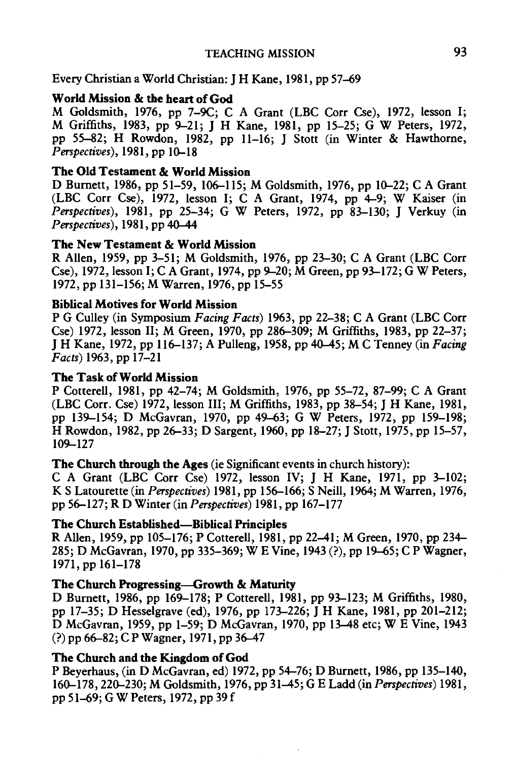Every Christian a World Christian: J H Kane, 1981, pp 57–69

**World Mission & the heart of God**

M Goldsmith, 1976, pp 7–9C; C A Grant (LBC Corr Cse), 1972, lesson I; M Griffiths, 1983, pp 9–21; J H Kane, 1981, pp 15–25; G W Peters, 1972, pp 55–82; H Rowdon, 1982, pp 11–16; J Stott (in Winter & Hawthorne, *Perspectives*), 1981, pp 10–18

**The Old Testament & World Mission**

D Burnett, 1986, pp 51–59, 106–115; M Goldsmith, 1976, pp 10–22; C A Grant (LBC Corr Cse), 1972, lesson I; C A Grant, 1974, pp 4–9; W Kaiser (in *Perspectives*), 1981, pp 25–34; G W Peters, 1972, pp 83–130; J Verkuy (in *Perspectives*), 1981, pp 40–44

**The New Testament & World Mission**

R Allen, 1959, pp 3–51; M Goldsmith, 1976, pp 23–30; C A Grant (LBC Corr Cse), 1972, lesson I; C A Grant, 1974, pp 9–20; M Green, pp 93–172; G W Peters, 1972, pp 131–156; M Warren, 1976, pp 15–55

**Biblical Motives for World Mission**

P G Culley (in Symposium *Facing Facts*) 1963, pp 22–38; C A Grant (LBC Corr Cse) 1972, lesson II; M Green, 1970, pp 286–309; M Griffiths, 1983, pp 22–37; J H Kane, 1972, pp 116–137; A Pulleng, 1958, pp 40–45; M C Tenney (in *Facing Facts*) 1963, pp 17–21

**The Task of World Mission**

P Cotterell, 1981, pp 42–74; M Goldsmith, 1976, pp 55–72, 87–99; C A Grant (LBC Corr. Cse) 1972, lesson III; M Griffiths, 1983, pp 38–54; J H Kane, 1981, pp 139–154; D McGavran, 1970, pp 49–63; G W Peters, 1972, pp 159–198; H Rowdon, 1982, pp 26–33; D Sargent, 1960, pp 18–27; J Stott, 1975, pp 15–57, 109–127

**The Church through the Ages** (ie Significant events in church history):

C A Grant (LBC Corr Cse) 1972, lesson IV; J H Kane, 1971, pp 3–102; K S Latourette (in *Perspectives*) 1981, pp 156–166; S Neill, 1964; M Warren, 1976, pp 56–127; R D Winter (in *Perspectives*) 1981, pp 167–177

**The Church Established—Biblical Principles**

R Allen, 1959, pp 105–176; P Cotterell, 1981, pp 22–41; M Green, 1970, pp 234–285; D McGavran, 1970, pp 335–369; W E Vine, 1943 (?), pp 19–65; C P Wagner, 1971, pp 161–178

**The Church Progressing—Growth & Maturity**

D Burnett, 1986, pp 169–178; P Cotterell, 1981, pp 93–123; M Griffiths, 1980, pp 17–35; D Hesselgrave (ed), 1976, pp 173–226; J H Kane, 1981, pp 201–212; D McGavran, 1959, pp 1–59; D McGavran, 1970, pp 13–48 etc; W E Vine, 1943 (?) pp 66–82; C P Wagner, 1971, pp 36–47

**The Church and the Kingdom of God**

P Beyerhaus, (in D McGavran, ed) 1972, pp 54–76; D Burnett, 1986, pp 135–140, 160–178, 220–230; M Goldsmith, 1976, pp 31–45; G E Ladd (in *Perspectives*) 1981, pp 51–69; G W Peters, 1972, pp 39 f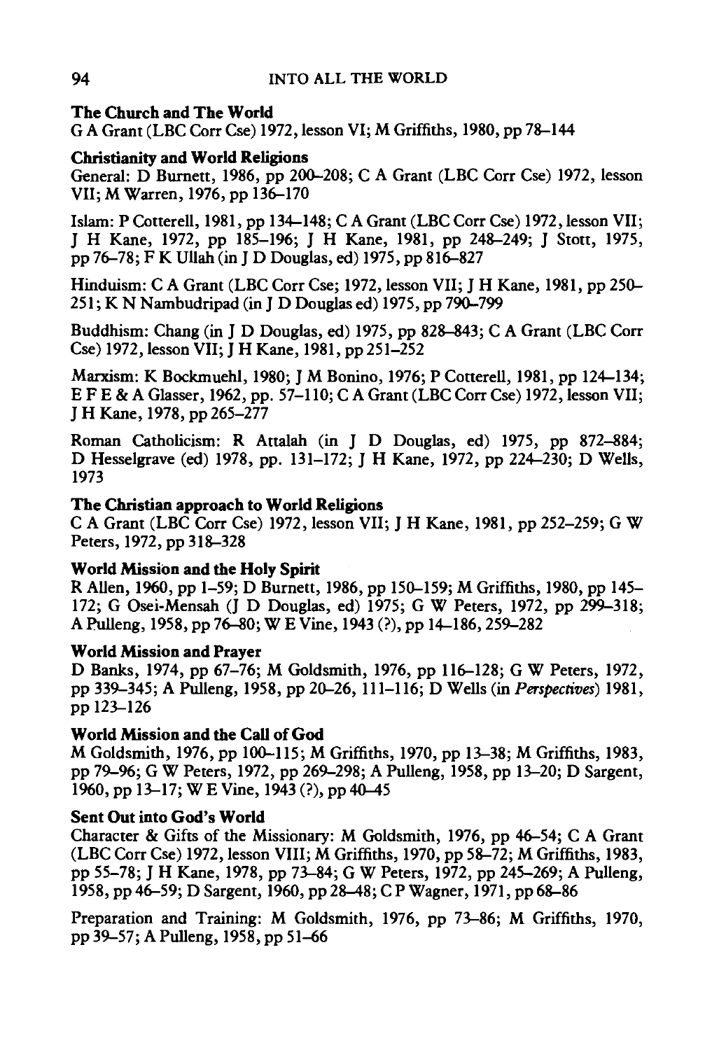**The Church and The World**
G A Grant (LBC Corr Cse) 1972, lesson VI; M Griffiths, 1980, pp 78–144

**Christianity and World Religions**
General: D Burnett, 1986, pp 200–208; C A Grant (LBC Corr Cse) 1972, lesson VII; M Warren, 1976, pp 136–170

Islam: P Cotterell, 1981, pp 134–148; C A Grant (LBC Corr Cse) 1972, lesson VII; J H Kane, 1972, pp 185–196; J H Kane, 1981, pp 248–249; J Stott, 1975, pp 76–78; F K Ullah (in J D Douglas, ed) 1975, pp 816–827

Hinduism: C A Grant (LBC Corr Cse; 1972, lesson VII; J H Kane, 1981, pp 250–251; K N Nambudripad (in J D Douglas ed) 1975, pp 790–799

Buddhism: Chang (in J D Douglas, ed) 1975, pp 828–843; C A Grant (LBC Corr Cse) 1972, lesson VII; J H Kane, 1981, pp 251–252

Marxism: K Bockmuehl, 1980; J M Bonino, 1976; P Cotterell, 1981, pp 124–134; E F E & A Glasser, 1962, pp. 57–110; C A Grant (LBC Corr Cse) 1972, lesson VII; J H Kane, 1978, pp 265–277

Roman Catholicism: R Attalah (in J D Douglas, ed) 1975, pp 872–884; D Hesselgrave (ed) 1978, pp. 131–172; J H Kane, 1972, pp 224–230; D Wells, 1973

**The Christian approach to World Religions**
C A Grant (LBC Corr Cse) 1972, lesson VII; J H Kane, 1981, pp 252–259; G W Peters, 1972, pp 318–328

**World Mission and the Holy Spirit**
R Allen, 1960, pp 1–59; D Burnett, 1986, pp 150–159; M Griffiths, 1980, pp 145–172; G Osei-Mensah (J D Douglas, ed) 1975; G W Peters, 1972, pp 299–318; A Pulleng, 1958, pp 76–80; W E Vine, 1943 (?), pp 14–186, 259–282

**World Mission and Prayer**
D Banks, 1974, pp 67–76; M Goldsmith, 1976, pp 116–128; G W Peters, 1972, pp 339–345; A Pulleng, 1958, pp 20–26, 111–116; D Wells (in *Perspectives*) 1981, pp 123–126

**World Mission and the Call of God**
M Goldsmith, 1976, pp 100–115; M Griffiths, 1970, pp 13–38; M Griffiths, 1983, pp 79–96; G W Peters, 1972, pp 269–298; A Pulleng, 1958, pp 13–20; D Sargent, 1960, pp 13–17; W E Vine, 1943 (?), pp 40–45

**Sent Out into God's World**
Character & Gifts of the Missionary: M Goldsmith, 1976, pp 46–54; C A Grant (LBC Corr Cse) 1972, lesson VIII; M Griffiths, 1970, pp 58–72; M Griffiths, 1983, pp 55–78; J H Kane, 1978, pp 73–84; G W Peters, 1972, pp 245–269; A Pulleng, 1958, pp 46–59; D Sargent, 1960, pp 28–48; C P Wagner, 1971, pp 68–86

Preparation and Training: M Goldsmith, 1976, pp 73–86; M Griffiths, 1970, pp 39–57; A Pulleng, 1958, pp 51–66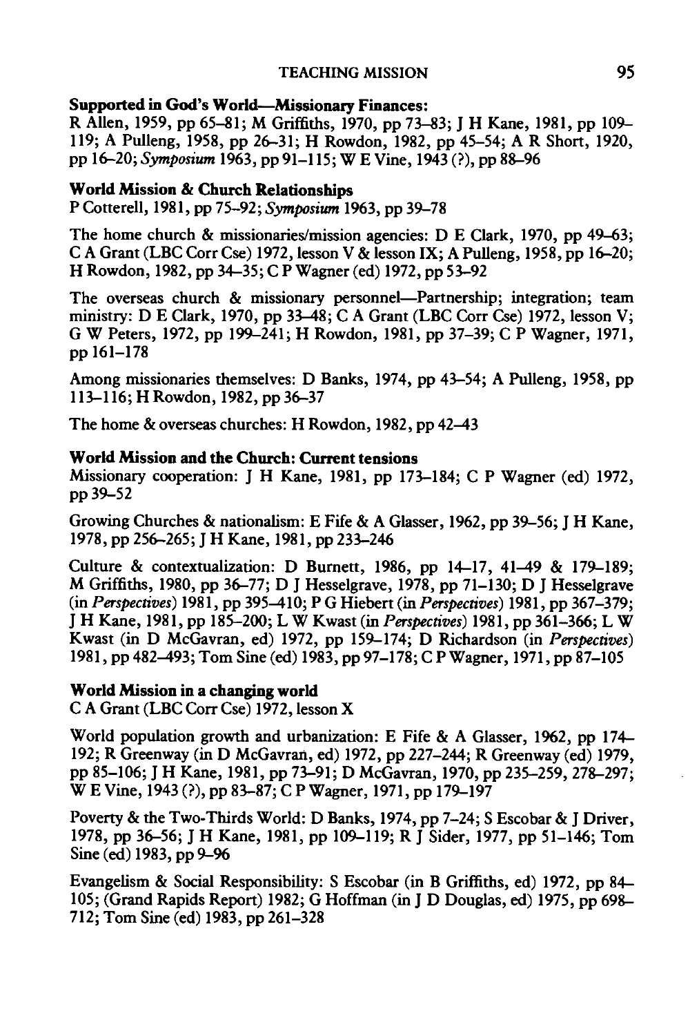**Supported in God's World—Missionary Finances:**
R Allen, 1959, pp 65–81; M Griffiths, 1970, pp 73–83; J H Kane, 1981, pp 109–119; A Pulleng, 1958, pp 26–31; H Rowdon, 1982, pp 45–54; A R Short, 1920, pp 16–20; *Symposium* 1963, pp 91–115; W E Vine, 1943 (?), pp 88–96

**World Mission & Church Relationships**
P Cotterell, 1981, pp 75–92; *Symposium* 1963, pp 39–78

The home church & missionaries/mission agencies: D E Clark, 1970, pp 49–63; C A Grant (LBC Corr Cse) 1972, lesson V & lesson IX; A Pulleng, 1958, pp 16–20; H Rowdon, 1982, pp 34–35; C P Wagner (ed) 1972, pp 53–92

The overseas church & missionary personnel—Partnership; integration; team ministry: D E Clark, 1970, pp 33–48; C A Grant (LBC Corr Cse) 1972, lesson V; G W Peters, 1972, pp 199–241; H Rowdon, 1981, pp 37–39; C P Wagner, 1971, pp 161–178

Among missionaries themselves: D Banks, 1974, pp 43–54; A Pulleng, 1958, pp 113–116; H Rowdon, 1982, pp 36–37

The home & overseas churches: H Rowdon, 1982, pp 42–43

**World Mission and the Church: Current tensions**
Missionary cooperation: J H Kane, 1981, pp 173–184; C P Wagner (ed) 1972, pp 39–52

Growing Churches & nationalism: E Fife & A Glasser, 1962, pp 39–56; J H Kane, 1978, pp 256–265; J H Kane, 1981, pp 233–246

Culture & contextualization: D Burnett, 1986, pp 14–17, 41–49 & 179–189; M Griffiths, 1980, pp 36–77; D J Hesselgrave, 1978, pp 71–130; D J Hesselgrave (in *Perspectives*) 1981, pp 395–410; P G Hiebert (in *Perspectives*) 1981, pp 367–379; J H Kane, 1981, pp 185–200; L W Kwast (in *Perspectives*) 1981, pp 361–366; L W Kwast (in D McGavran, ed) 1972, pp 159–174; D Richardson (in *Perspectives*) 1981, pp 482–493; Tom Sine (ed) 1983, pp 97–178; C P Wagner, 1971, pp 87–105

**World Mission in a changing world**
C A Grant (LBC Corr Cse) 1972, lesson X

World population growth and urbanization: E Fife & A Glasser, 1962, pp 174–192; R Greenway (in D McGavran, ed) 1972, pp 227–244; R Greenway (ed) 1979, pp 85–106; J H Kane, 1981, pp 73–91; D McGavran, 1970, pp 235–259, 278–297; W E Vine, 1943 (?), pp 83–87; C P Wagner, 1971, pp 179–197

Poverty & the Two-Thirds World: D Banks, 1974, pp 7–24; S Escobar & J Driver, 1978, pp 36–56; J H Kane, 1981, pp 109–119; R J Sider, 1977, pp 51–146; Tom Sine (ed) 1983, pp 9–96

Evangelism & Social Responsibility: S Escobar (in B Griffiths, ed) 1972, pp 84–105; (Grand Rapids Report) 1982; G Hoffman (in J D Douglas, ed) 1975, pp 698–712; Tom Sine (ed) 1983, pp 261–328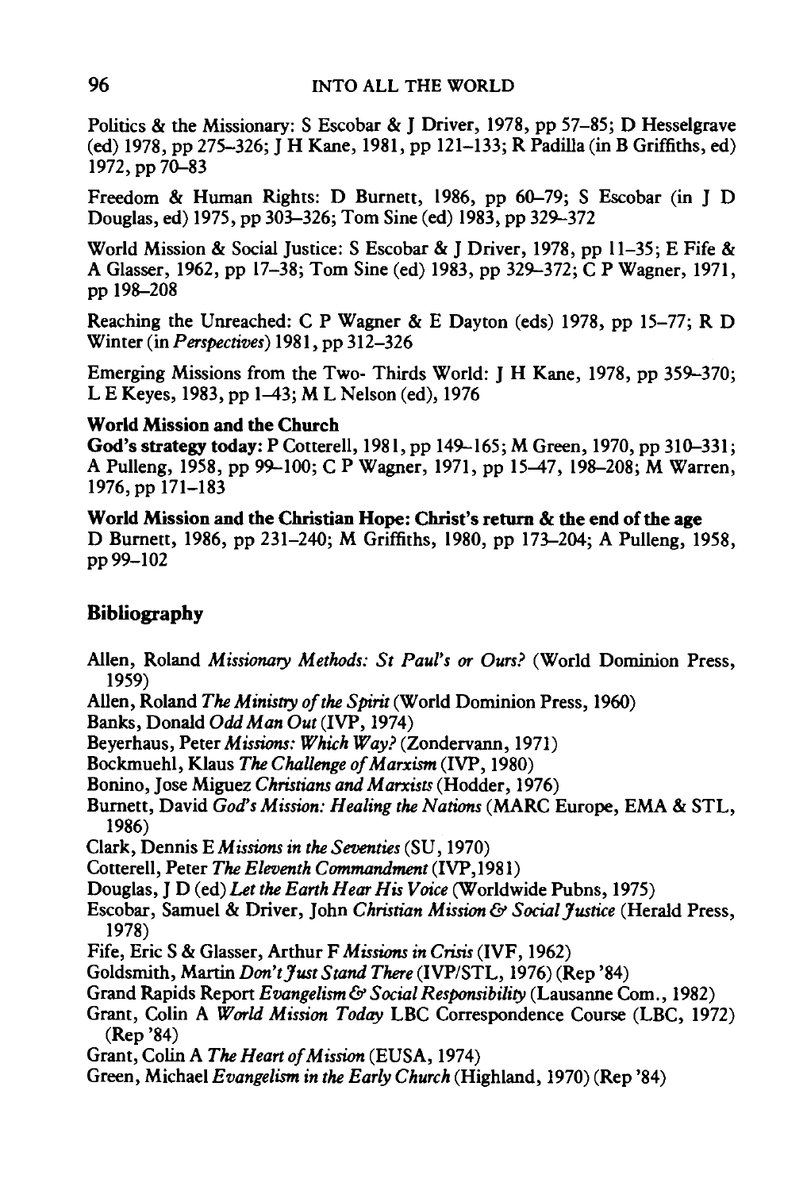Politics & the Missionary: S Escobar & J Driver, 1978, pp 57–85; D Hesselgrave (ed) 1978, pp 275–326; J H Kane, 1981, pp 121–133; R Padilla (in B Griffiths, ed) 1972, pp 70–83

Freedom & Human Rights: D Burnett, 1986, pp 60–79; S Escobar (in J D Douglas, ed) 1975, pp 303–326; Tom Sine (ed) 1983, pp 329–372

World Mission & Social Justice: S Escobar & J Driver, 1978, pp 11–35; E Fife & A Glasser, 1962, pp 17–38; Tom Sine (ed) 1983, pp 329–372; C P Wagner, 1971, pp 198–208

Reaching the Unreached: C P Wagner & E Dayton (eds) 1978, pp 15–77; R D Winter (in *Perspectives*) 1981, pp 312–326

Emerging Missions from the Two- Thirds World: J H Kane, 1978, pp 359–370; L E Keyes, 1983, pp 1–43; M L Nelson (ed), 1976

**World Mission and the Church**
**God's strategy today:** P Cotterell, 1981, pp 149–165; M Green, 1970, pp 310–331; A Pulleng, 1958, pp 99–100; C P Wagner, 1971, pp 15–47, 198–208; M Warren, 1976, pp 171–183

**World Mission and the Christian Hope: Christ's return & the end of the age**
D Burnett, 1986, pp 231–240; M Griffiths, 1980, pp 173–204; A Pulleng, 1958, pp 99–102

## Bibliography

Allen, Roland *Missionary Methods: St Paul's or Ours?* (World Dominion Press, 1959)
Allen, Roland *The Ministry of the Spirit* (World Dominion Press, 1960)
Banks, Donald *Odd Man Out* (IVP, 1974)
Beyerhaus, Peter *Missions: Which Way?* (Zondervann, 1971)
Bockmuehl, Klaus *The Challenge of Marxism* (IVP, 1980)
Bonino, Jose Miguez *Christians and Marxists* (Hodder, 1976)
Burnett, David *God's Mission: Healing the Nations* (MARC Europe, EMA & STL, 1986)
Clark, Dennis E *Missions in the Seventies* (SU, 1970)
Cotterell, Peter *The Eleventh Commandment* (IVP, 1981)
Douglas, J D (ed) *Let the Earth Hear His Voice* (Worldwide Pubns, 1975)
Escobar, Samuel & Driver, John *Christian Mission & Social Justice* (Herald Press, 1978)
Fife, Eric S & Glasser, Arthur F *Missions in Crisis* (IVF, 1962)
Goldsmith, Martin *Don't Just Stand There* (IVP/STL, 1976) (Rep '84)
Grand Rapids Report *Evangelism & Social Responsibility* (Lausanne Com., 1982)
Grant, Colin A *World Mission Today* LBC Correspondence Course (LBC, 1972) (Rep '84)
Grant, Colin A *The Heart of Mission* (EUSA, 1974)
Green, Michael *Evangelism in the Early Church* (Highland, 1970) (Rep '84)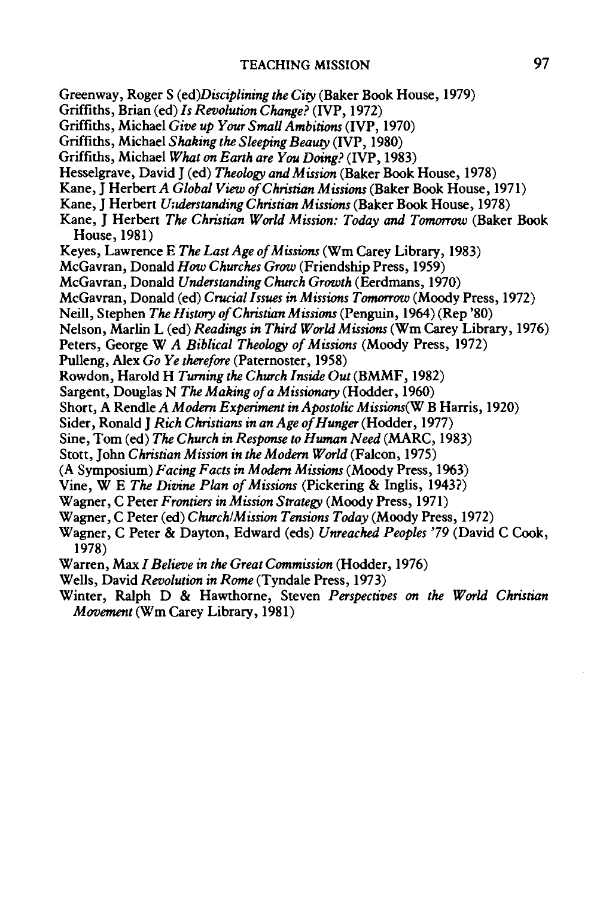Greenway, Roger S (ed)*Discipling the City* (Baker Book House, 1979)
Griffiths, Brian (ed) *Is Revolution Change?* (IVP, 1972)
Griffiths, Michael *Give up Your Small Ambitions* (IVP, 1970)
Griffiths, Michael *Shaking the Sleeping Beauty* (IVP, 1980)
Griffiths, Michael *What on Earth are You Doing?* (IVP, 1983)
Hesselgrave, David J (ed) *Theology and Mission* (Baker Book House, 1978)
Kane, J Herbert *A Global View of Christian Missions* (Baker Book House, 1971)
Kane, J Herbert *Understanding Christian Missions* (Baker Book House, 1978)
Kane, J Herbert *The Christian World Mission: Today and Tomorrow* (Baker Book House, 1981)
Keyes, Lawrence E *The Last Age of Missions* (Wm Carey Library, 1983)
McGavran, Donald *How Churches Grow* (Friendship Press, 1959)
McGavran, Donald *Understanding Church Growth* (Eerdmans, 1970)
McGavran, Donald (ed) *Crucial Issues in Missions Tomorrow* (Moody Press, 1972)
Neill, Stephen *The History of Christian Missions* (Penguin, 1964) (Rep '80)
Nelson, Marlin L (ed) *Readings in Third World Missions* (Wm Carey Library, 1976)
Peters, George W *A Biblical Theology of Missions* (Moody Press, 1972)
Pulleng, Alex *Go Ye therefore* (Paternoster, 1958)
Rowdon, Harold H *Turning the Church Inside Out* (BMMF, 1982)
Sargent, Douglas N *The Making of a Missionary* (Hodder, 1960)
Short, A Rendle *A Modern Experiment in Apostolic Missions*(W B Harris, 1920)
Sider, Ronald J *Rich Christians in an Age of Hunger* (Hodder, 1977)
Sine, Tom (ed) *The Church in Response to Human Need* (MARC, 1983)
Stott, John *Christian Mission in the Modern World* (Falcon, 1975)
(A Symposium) *Facing Facts in Modern Missions* (Moody Press, 1963)
Vine, W E *The Divine Plan of Missions* (Pickering & Inglis, 1943?)
Wagner, C Peter *Frontiers in Mission Strategy* (Moody Press, 1971)
Wagner, C Peter (ed) *Church/Mission Tensions Today* (Moody Press, 1972)
Wagner, C Peter & Dayton, Edward (eds) *Unreached Peoples '79* (David C Cook, 1978)
Warren, Max *I Believe in the Great Commission* (Hodder, 1976)
Wells, David *Revolution in Rome* (Tyndale Press, 1973)
Winter, Ralph D & Hawthorne, Steven *Perspectives on the World Christian Movement* (Wm Carey Library, 1981)